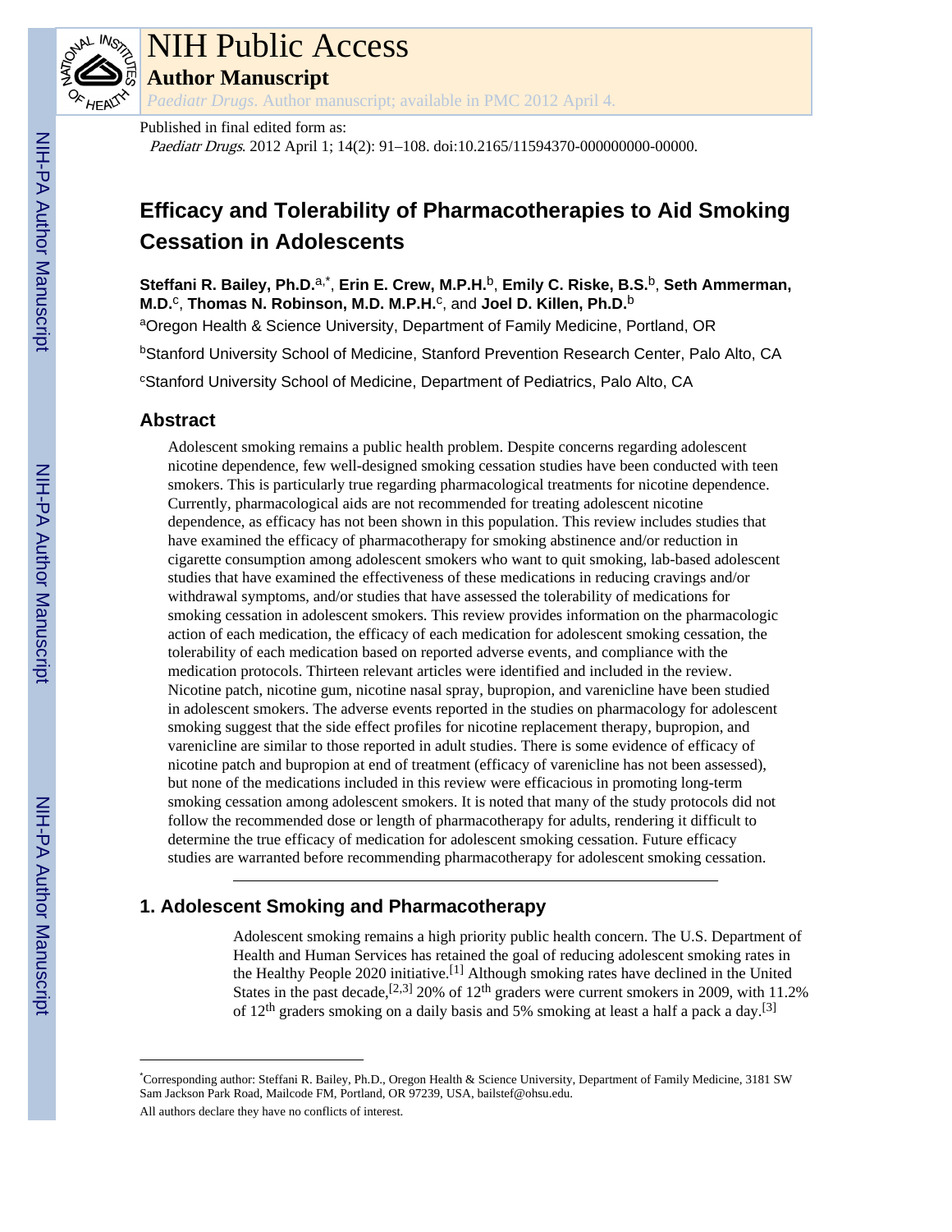# NIH Public Access

## Author Manuscript

*Paediatr Drugs*. Author manuscript; available in PMC 2012 April 4.

Published in final edited form as:

*Paediatr Drugs*. 2012 April 1; 14(2): 91–108. doi:10.2165/11594370-000000000-00000.

# Efficacy and Tolerability of Pharmacotherapies to Aid Smoking Cessation in Adolescents

**Steffani R. Bailey, Ph.D.**[a,*], **Erin E. Crew, M.P.H.**[b], **Emily C. Riske, B.S.**[b], **Seth Ammerman, M.D.**[c], **Thomas N. Robinson, M.D. M.P.H.**[c], and **Joel D. Killen, Ph.D.**[b]

[a]Oregon Health & Science University, Department of Family Medicine, Portland, OR

[b]Stanford University School of Medicine, Stanford Prevention Research Center, Palo Alto, CA

[c]Stanford University School of Medicine, Department of Pediatrics, Palo Alto, CA

## Abstract

Adolescent smoking remains a public health problem. Despite concerns regarding adolescent nicotine dependence, few well-designed smoking cessation studies have been conducted with teen smokers. This is particularly true regarding pharmacological treatments for nicotine dependence. Currently, pharmacological aids are not recommended for treating adolescent nicotine dependence, as efficacy has not been shown in this population. This review includes studies that have examined the efficacy of pharmacotherapy for smoking abstinence and/or reduction in cigarette consumption among adolescent smokers who want to quit smoking, lab-based adolescent studies that have examined the effectiveness of these medications in reducing cravings and/or withdrawal symptoms, and/or studies that have assessed the tolerability of medications for smoking cessation in adolescent smokers. This review provides information on the pharmacologic action of each medication, the efficacy of each medication for adolescent smoking cessation, the tolerability of each medication based on reported adverse events, and compliance with the medication protocols. Thirteen relevant articles were identified and included in the review. Nicotine patch, nicotine gum, nicotine nasal spray, bupropion, and varenicline have been studied in adolescent smokers. The adverse events reported in the studies on pharmacology for adolescent smoking suggest that the side effect profiles for nicotine replacement therapy, bupropion, and varenicline are similar to those reported in adult studies. There is some evidence of efficacy of nicotine patch and bupropion at end of treatment (efficacy of varenicline has not been assessed), but none of the medications included in this review were efficacious in promoting long-term smoking cessation among adolescent smokers. It is noted that many of the study protocols did not follow the recommended dose or length of pharmacotherapy for adults, rendering it difficult to determine the true efficacy of medication for adolescent smoking cessation. Future efficacy studies are warranted before recommending pharmacotherapy for adolescent smoking cessation.

## 1. Adolescent Smoking and Pharmacotherapy

Adolescent smoking remains a high priority public health concern. The U.S. Department of Health and Human Services has retained the goal of reducing adolescent smoking rates in the Healthy People 2020 initiative.[1] Although smoking rates have declined in the United States in the past decade,[2,3] 20% of 12th graders were current smokers in 2009, with 11.2% of 12th graders smoking on a daily basis and 5% smoking at least a half a pack a day.[3]

---

*Corresponding author: Steffani R. Bailey, Ph.D., Oregon Health & Science University, Department of Family Medicine, 3181 SW Sam Jackson Park Road, Mailcode FM, Portland, OR 97239, USA, bailstef@ohsu.edu.

All authors declare they have no conflicts of interest.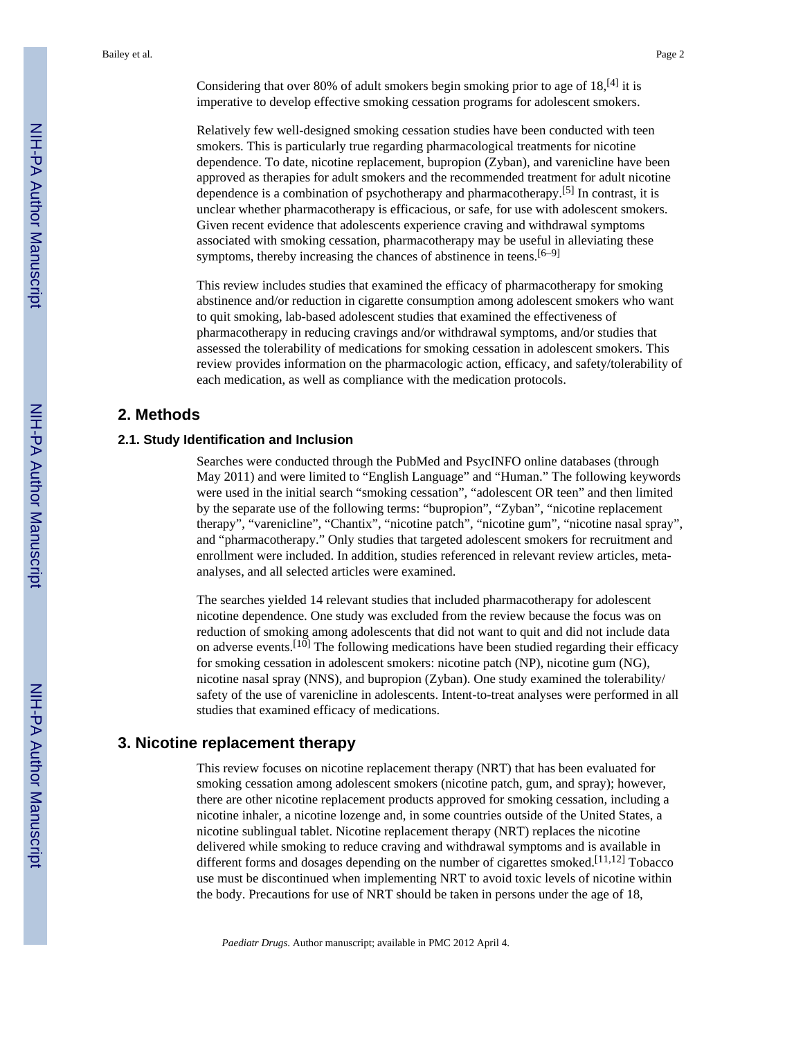Considering that over 80% of adult smokers begin smoking prior to age of 18,[4] it is imperative to develop effective smoking cessation programs for adolescent smokers.

Relatively few well-designed smoking cessation studies have been conducted with teen smokers. This is particularly true regarding pharmacological treatments for nicotine dependence. To date, nicotine replacement, bupropion (Zyban), and varenicline have been approved as therapies for adult smokers and the recommended treatment for adult nicotine dependence is a combination of psychotherapy and pharmacotherapy.[5] In contrast, it is unclear whether pharmacotherapy is efficacious, or safe, for use with adolescent smokers. Given recent evidence that adolescents experience craving and withdrawal symptoms associated with smoking cessation, pharmacotherapy may be useful in alleviating these symptoms, thereby increasing the chances of abstinence in teens.[6–9]

This review includes studies that examined the efficacy of pharmacotherapy for smoking abstinence and/or reduction in cigarette consumption among adolescent smokers who want to quit smoking, lab-based adolescent studies that examined the effectiveness of pharmacotherapy in reducing cravings and/or withdrawal symptoms, and/or studies that assessed the tolerability of medications for smoking cessation in adolescent smokers. This review provides information on the pharmacologic action, efficacy, and safety/tolerability of each medication, as well as compliance with the medication protocols.

## 2. Methods

### 2.1. Study Identification and Inclusion

Searches were conducted through the PubMed and PsycINFO online databases (through May 2011) and were limited to "English Language" and "Human." The following keywords were used in the initial search "smoking cessation", "adolescent OR teen" and then limited by the separate use of the following terms: "bupropion", "Zyban", "nicotine replacement therapy", "varenicline", "Chantix", "nicotine patch", "nicotine gum", "nicotine nasal spray", and "pharmacotherapy." Only studies that targeted adolescent smokers for recruitment and enrollment were included. In addition, studies referenced in relevant review articles, meta-analyses, and all selected articles were examined.

The searches yielded 14 relevant studies that included pharmacotherapy for adolescent nicotine dependence. One study was excluded from the review because the focus was on reduction of smoking among adolescents that did not want to quit and did not include data on adverse events.[10] The following medications have been studied regarding their efficacy for smoking cessation in adolescent smokers: nicotine patch (NP), nicotine gum (NG), nicotine nasal spray (NNS), and bupropion (Zyban). One study examined the tolerability/safety of the use of varenicline in adolescents. Intent-to-treat analyses were performed in all studies that examined efficacy of medications.

## 3. Nicotine replacement therapy

This review focuses on nicotine replacement therapy (NRT) that has been evaluated for smoking cessation among adolescent smokers (nicotine patch, gum, and spray); however, there are other nicotine replacement products approved for smoking cessation, including a nicotine inhaler, a nicotine lozenge and, in some countries outside of the United States, a nicotine sublingual tablet. Nicotine replacement therapy (NRT) replaces the nicotine delivered while smoking to reduce craving and withdrawal symptoms and is available in different forms and dosages depending on the number of cigarettes smoked.[11,12] Tobacco use must be discontinued when implementing NRT to avoid toxic levels of nicotine within the body. Precautions for use of NRT should be taken in persons under the age of 18,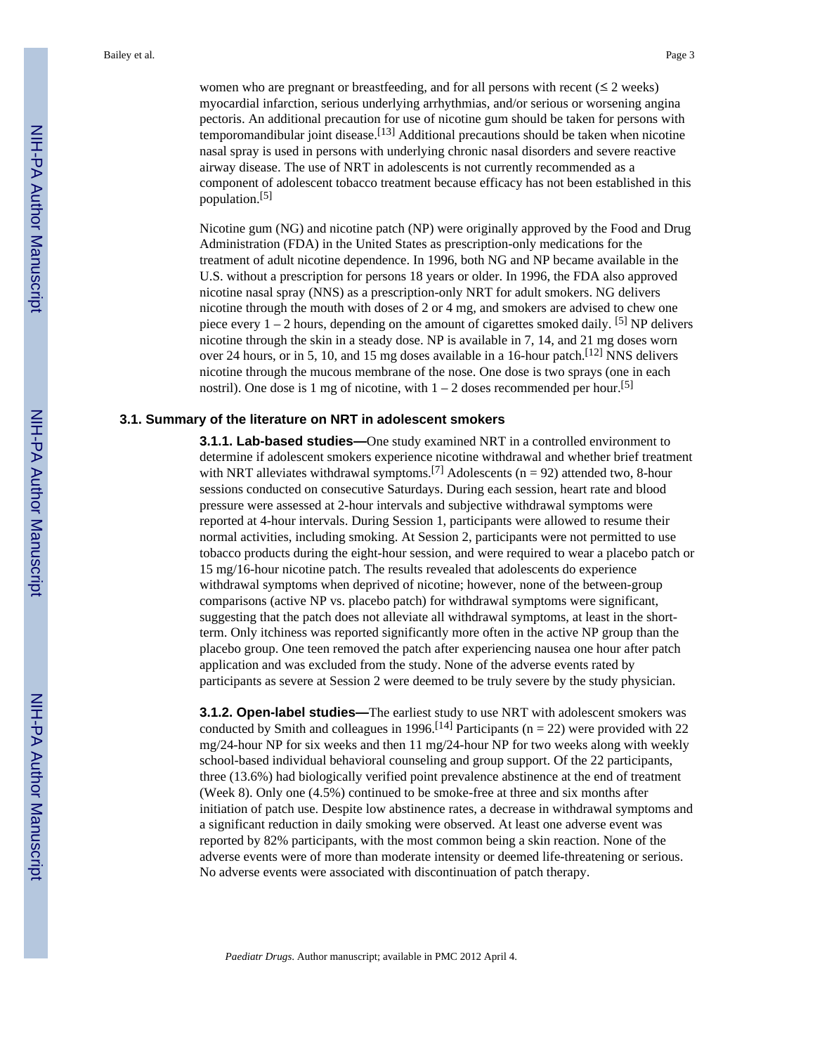women who are pregnant or breastfeeding, and for all persons with recent (≤ 2 weeks) myocardial infarction, serious underlying arrhythmias, and/or serious or worsening angina pectoris. An additional precaution for use of nicotine gum should be taken for persons with temporomandibular joint disease.[13] Additional precautions should be taken when nicotine nasal spray is used in persons with underlying chronic nasal disorders and severe reactive airway disease. The use of NRT in adolescents is not currently recommended as a component of adolescent tobacco treatment because efficacy has not been established in this population.[5]

Nicotine gum (NG) and nicotine patch (NP) were originally approved by the Food and Drug Administration (FDA) in the United States as prescription-only medications for the treatment of adult nicotine dependence. In 1996, both NG and NP became available in the U.S. without a prescription for persons 18 years or older. In 1996, the FDA also approved nicotine nasal spray (NNS) as a prescription-only NRT for adult smokers. NG delivers nicotine through the mouth with doses of 2 or 4 mg, and smokers are advised to chew one piece every 1 – 2 hours, depending on the amount of cigarettes smoked daily. [5] NP delivers nicotine through the skin in a steady dose. NP is available in 7, 14, and 21 mg doses worn over 24 hours, or in 5, 10, and 15 mg doses available in a 16-hour patch.[12] NNS delivers nicotine through the mucous membrane of the nose. One dose is two sprays (one in each nostril). One dose is 1 mg of nicotine, with 1 – 2 doses recommended per hour.[5]

## 3.1. Summary of the literature on NRT in adolescent smokers

**3.1.1. Lab-based studies—**One study examined NRT in a controlled environment to determine if adolescent smokers experience nicotine withdrawal and whether brief treatment with NRT alleviates withdrawal symptoms.[7] Adolescents (n = 92) attended two, 8-hour sessions conducted on consecutive Saturdays. During each session, heart rate and blood pressure were assessed at 2-hour intervals and subjective withdrawal symptoms were reported at 4-hour intervals. During Session 1, participants were allowed to resume their normal activities, including smoking. At Session 2, participants were not permitted to use tobacco products during the eight-hour session, and were required to wear a placebo patch or 15 mg/16-hour nicotine patch. The results revealed that adolescents do experience withdrawal symptoms when deprived of nicotine; however, none of the between-group comparisons (active NP vs. placebo patch) for withdrawal symptoms were significant, suggesting that the patch does not alleviate all withdrawal symptoms, at least in the short-term. Only itchiness was reported significantly more often in the active NP group than the placebo group. One teen removed the patch after experiencing nausea one hour after patch application and was excluded from the study. None of the adverse events rated by participants as severe at Session 2 were deemed to be truly severe by the study physician.

**3.1.2. Open-label studies—**The earliest study to use NRT with adolescent smokers was conducted by Smith and colleagues in 1996.[14] Participants (n = 22) were provided with 22 mg/24-hour NP for six weeks and then 11 mg/24-hour NP for two weeks along with weekly school-based individual behavioral counseling and group support. Of the 22 participants, three (13.6%) had biologically verified point prevalence abstinence at the end of treatment (Week 8). Only one (4.5%) continued to be smoke-free at three and six months after initiation of patch use. Despite low abstinence rates, a decrease in withdrawal symptoms and a significant reduction in daily smoking were observed. At least one adverse event was reported by 82% participants, with the most common being a skin reaction. None of the adverse events were of more than moderate intensity or deemed life-threatening or serious. No adverse events were associated with discontinuation of patch therapy.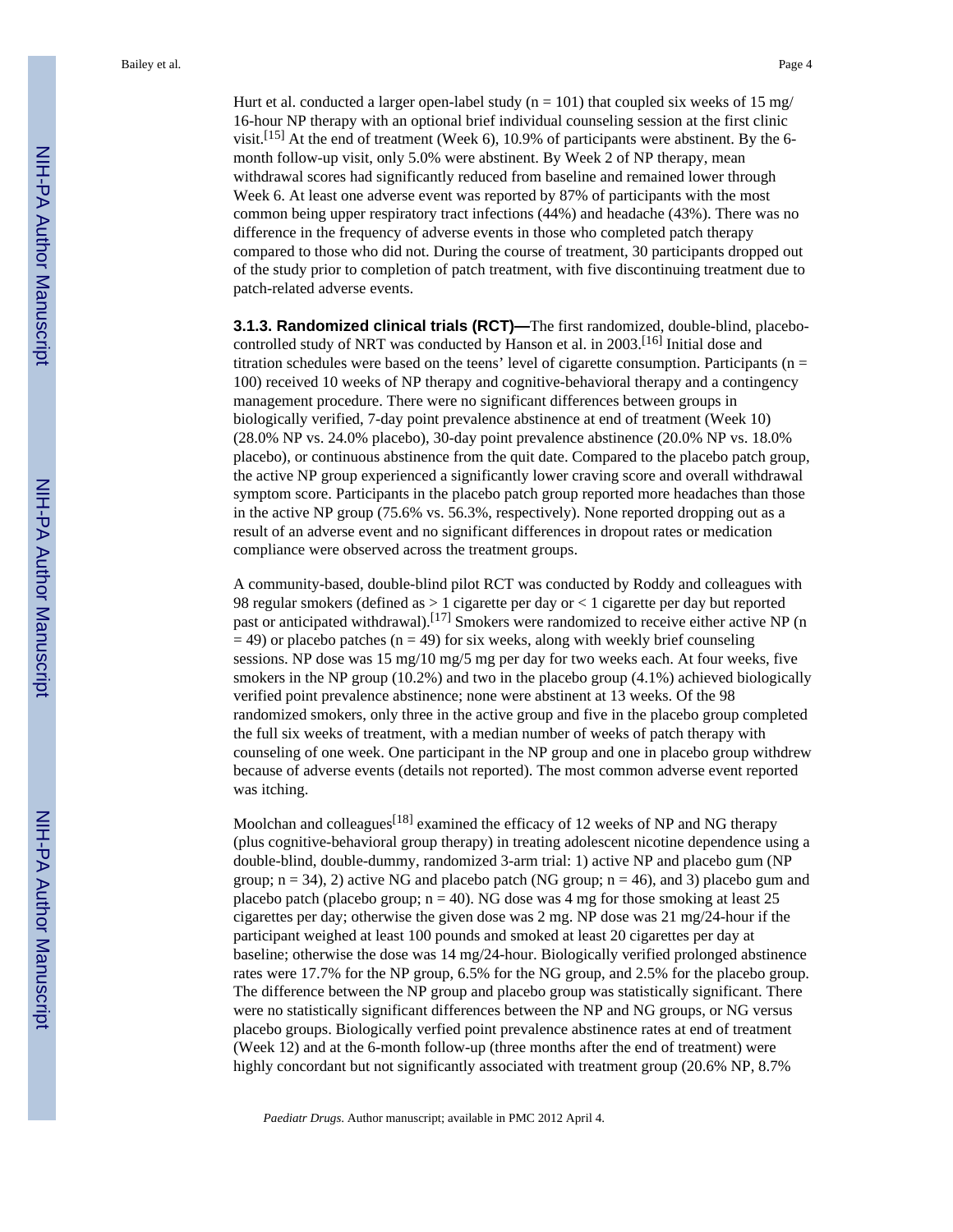Hurt et al. conducted a larger open-label study (n = 101) that coupled six weeks of 15 mg/16-hour NP therapy with an optional brief individual counseling session at the first clinic visit.[15] At the end of treatment (Week 6), 10.9% of participants were abstinent. By the 6-month follow-up visit, only 5.0% were abstinent. By Week 2 of NP therapy, mean withdrawal scores had significantly reduced from baseline and remained lower through Week 6. At least one adverse event was reported by 87% of participants with the most common being upper respiratory tract infections (44%) and headache (43%). There was no difference in the frequency of adverse events in those who completed patch therapy compared to those who did not. During the course of treatment, 30 participants dropped out of the study prior to completion of patch treatment, with five discontinuing treatment due to patch-related adverse events.

**3.1.3. Randomized clinical trials (RCT)—**The first randomized, double-blind, placebo-controlled study of NRT was conducted by Hanson et al. in 2003.[16] Initial dose and titration schedules were based on the teens' level of cigarette consumption. Participants (n = 100) received 10 weeks of NP therapy and cognitive-behavioral therapy and a contingency management procedure. There were no significant differences between groups in biologically verified, 7-day point prevalence abstinence at end of treatment (Week 10) (28.0% NP vs. 24.0% placebo), 30-day point prevalence abstinence (20.0% NP vs. 18.0% placebo), or continuous abstinence from the quit date. Compared to the placebo patch group, the active NP group experienced a significantly lower craving score and overall withdrawal symptom score. Participants in the placebo patch group reported more headaches than those in the active NP group (75.6% vs. 56.3%, respectively). None reported dropping out as a result of an adverse event and no significant differences in dropout rates or medication compliance were observed across the treatment groups.

A community-based, double-blind pilot RCT was conducted by Roddy and colleagues with 98 regular smokers (defined as > 1 cigarette per day or < 1 cigarette per day but reported past or anticipated withdrawal).[17] Smokers were randomized to receive either active NP (n = 49) or placebo patches (n = 49) for six weeks, along with weekly brief counseling sessions. NP dose was 15 mg/10 mg/5 mg per day for two weeks each. At four weeks, five smokers in the NP group (10.2%) and two in the placebo group (4.1%) achieved biologically verified point prevalence abstinence; none were abstinent at 13 weeks. Of the 98 randomized smokers, only three in the active group and five in the placebo group completed the full six weeks of treatment, with a median number of weeks of patch therapy with counseling of one week. One participant in the NP group and one in placebo group withdrew because of adverse events (details not reported). The most common adverse event reported was itching.

Moolchan and colleagues[18] examined the efficacy of 12 weeks of NP and NG therapy (plus cognitive-behavioral group therapy) in treating adolescent nicotine dependence using a double-blind, double-dummy, randomized 3-arm trial: 1) active NP and placebo gum (NP group; n = 34), 2) active NG and placebo patch (NG group; n = 46), and 3) placebo gum and placebo patch (placebo group; n = 40). NG dose was 4 mg for those smoking at least 25 cigarettes per day; otherwise the given dose was 2 mg. NP dose was 21 mg/24-hour if the participant weighed at least 100 pounds and smoked at least 20 cigarettes per day at baseline; otherwise the dose was 14 mg/24-hour. Biologically verified prolonged abstinence rates were 17.7% for the NP group, 6.5% for the NG group, and 2.5% for the placebo group. The difference between the NP group and placebo group was statistically significant. There were no statistically significant differences between the NP and NG groups, or NG versus placebo groups. Biologically verfied point prevalence abstinence rates at end of treatment (Week 12) and at the 6-month follow-up (three months after the end of treatment) were highly concordant but not significantly associated with treatment group (20.6% NP, 8.7%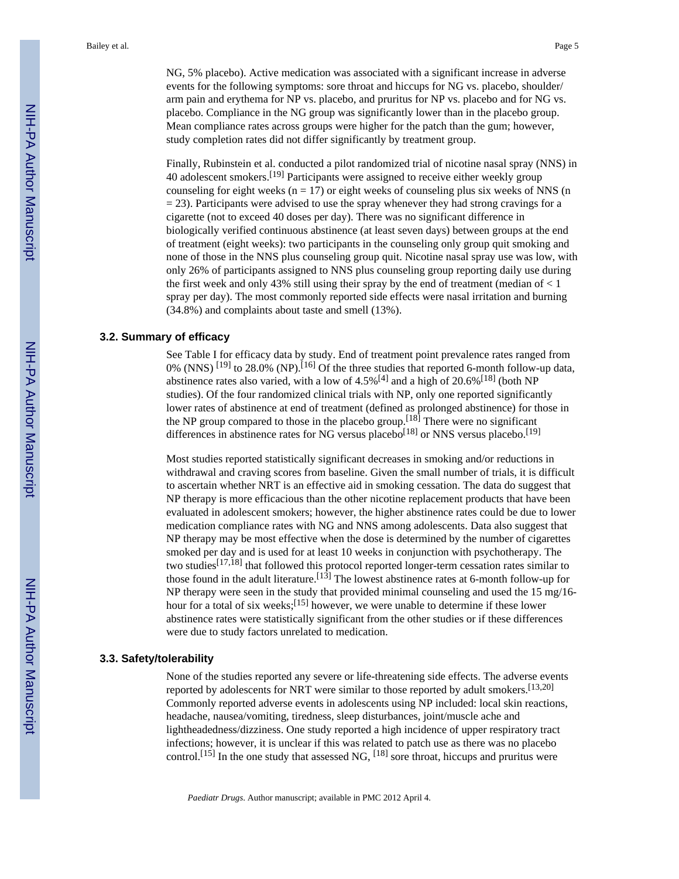NG, 5% placebo). Active medication was associated with a significant increase in adverse events for the following symptoms: sore throat and hiccups for NG vs. placebo, shoulder/arm pain and erythema for NP vs. placebo, and pruritus for NP vs. placebo and for NG vs. placebo. Compliance in the NG group was significantly lower than in the placebo group. Mean compliance rates across groups were higher for the patch than the gum; however, study completion rates did not differ significantly by treatment group.

Finally, Rubinstein et al. conducted a pilot randomized trial of nicotine nasal spray (NNS) in 40 adolescent smokers.[19] Participants were assigned to receive either weekly group counseling for eight weeks (n = 17) or eight weeks of counseling plus six weeks of NNS (n = 23). Participants were advised to use the spray whenever they had strong cravings for a cigarette (not to exceed 40 doses per day). There was no significant difference in biologically verified continuous abstinence (at least seven days) between groups at the end of treatment (eight weeks): two participants in the counseling only group quit smoking and none of those in the NNS plus counseling group quit. Nicotine nasal spray use was low, with only 26% of participants assigned to NNS plus counseling group reporting daily use during the first week and only 43% still using their spray by the end of treatment (median of < 1 spray per day). The most commonly reported side effects were nasal irritation and burning (34.8%) and complaints about taste and smell (13%).

### 3.2. Summary of efficacy

See Table I for efficacy data by study. End of treatment point prevalence rates ranged from 0% (NNS) [19] to 28.0% (NP).[16] Of the three studies that reported 6-month follow-up data, abstinence rates also varied, with a low of 4.5%[4] and a high of 20.6%[18] (both NP studies). Of the four randomized clinical trials with NP, only one reported significantly lower rates of abstinence at end of treatment (defined as prolonged abstinence) for those in the NP group compared to those in the placebo group.[18] There were no significant differences in abstinence rates for NG versus placebo[18] or NNS versus placebo.[19]

Most studies reported statistically significant decreases in smoking and/or reductions in withdrawal and craving scores from baseline. Given the small number of trials, it is difficult to ascertain whether NRT is an effective aid in smoking cessation. The data do suggest that NP therapy is more efficacious than the other nicotine replacement products that have been evaluated in adolescent smokers; however, the higher abstinence rates could be due to lower medication compliance rates with NG and NNS among adolescents. Data also suggest that NP therapy may be most effective when the dose is determined by the number of cigarettes smoked per day and is used for at least 10 weeks in conjunction with psychotherapy. The two studies[17,18] that followed this protocol reported longer-term cessation rates similar to those found in the adult literature.[13] The lowest abstinence rates at 6-month follow-up for NP therapy were seen in the study that provided minimal counseling and used the 15 mg/16-hour for a total of six weeks;[15] however, we were unable to determine if these lower abstinence rates were statistically significant from the other studies or if these differences were due to study factors unrelated to medication.

### 3.3. Safety/tolerability

None of the studies reported any severe or life-threatening side effects. The adverse events reported by adolescents for NRT were similar to those reported by adult smokers.[13,20] Commonly reported adverse events in adolescents using NP included: local skin reactions, headache, nausea/vomiting, tiredness, sleep disturbances, joint/muscle ache and lightheadedness/dizziness. One study reported a high incidence of upper respiratory tract infections; however, it is unclear if this was related to patch use as there was no placebo control.[15] In the one study that assessed NG, [18] sore throat, hiccups and pruritus were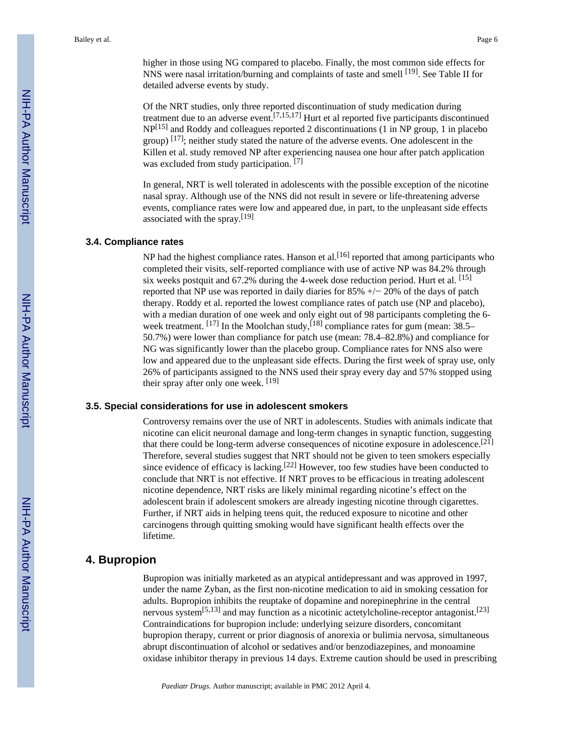higher in those using NG compared to placebo. Finally, the most common side effects for NNS were nasal irritation/burning and complaints of taste and smell [19]. See Table II for detailed adverse events by study.

Of the NRT studies, only three reported discontinuation of study medication during treatment due to an adverse event.[7,15,17] Hurt et al reported five participants discontinued NP[15] and Roddy and colleagues reported 2 discontinuations (1 in NP group, 1 in placebo group) [17]; neither study stated the nature of the adverse events. One adolescent in the Killen et al. study removed NP after experiencing nausea one hour after patch application was excluded from study participation. [7]

In general, NRT is well tolerated in adolescents with the possible exception of the nicotine nasal spray. Although use of the NNS did not result in severe or life-threatening adverse events, compliance rates were low and appeared due, in part, to the unpleasant side effects associated with the spray.[19]

### 3.4. Compliance rates

NP had the highest compliance rates. Hanson et al.[16] reported that among participants who completed their visits, self-reported compliance with use of active NP was 84.2% through six weeks postquit and 67.2% during the 4-week dose reduction period. Hurt et al. [15] reported that NP use was reported in daily diaries for 85% +/− 20% of the days of patch therapy. Roddy et al. reported the lowest compliance rates of patch use (NP and placebo), with a median duration of one week and only eight out of 98 participants completing the 6-week treatment. [17] In the Moolchan study,[18] compliance rates for gum (mean: 38.5–50.7%) were lower than compliance for patch use (mean: 78.4–82.8%) and compliance for NG was significantly lower than the placebo group. Compliance rates for NNS also were low and appeared due to the unpleasant side effects. During the first week of spray use, only 26% of participants assigned to the NNS used their spray every day and 57% stopped using their spray after only one week. [19]

### 3.5. Special considerations for use in adolescent smokers

Controversy remains over the use of NRT in adolescents. Studies with animals indicate that nicotine can elicit neuronal damage and long-term changes in synaptic function, suggesting that there could be long-term adverse consequences of nicotine exposure in adolescence.[21] Therefore, several studies suggest that NRT should not be given to teen smokers especially since evidence of efficacy is lacking.[22] However, too few studies have been conducted to conclude that NRT is not effective. If NRT proves to be efficacious in treating adolescent nicotine dependence, NRT risks are likely minimal regarding nicotine's effect on the adolescent brain if adolescent smokers are already ingesting nicotine through cigarettes. Further, if NRT aids in helping teens quit, the reduced exposure to nicotine and other carcinogens through quitting smoking would have significant health effects over the lifetime.

## 4. Bupropion

Bupropion was initially marketed as an atypical antidepressant and was approved in 1997, under the name Zyban, as the first non-nicotine medication to aid in smoking cessation for adults. Bupropion inhibits the reuptake of dopamine and norepinephrine in the central nervous system[5,13] and may function as a nicotinic actetylcholine-receptor antagonist.[23] Contraindications for bupropion include: underlying seizure disorders, concomitant bupropion therapy, current or prior diagnosis of anorexia or bulimia nervosa, simultaneous abrupt discontinuation of alcohol or sedatives and/or benzodiazepines, and monoamine oxidase inhibitor therapy in previous 14 days. Extreme caution should be used in prescribing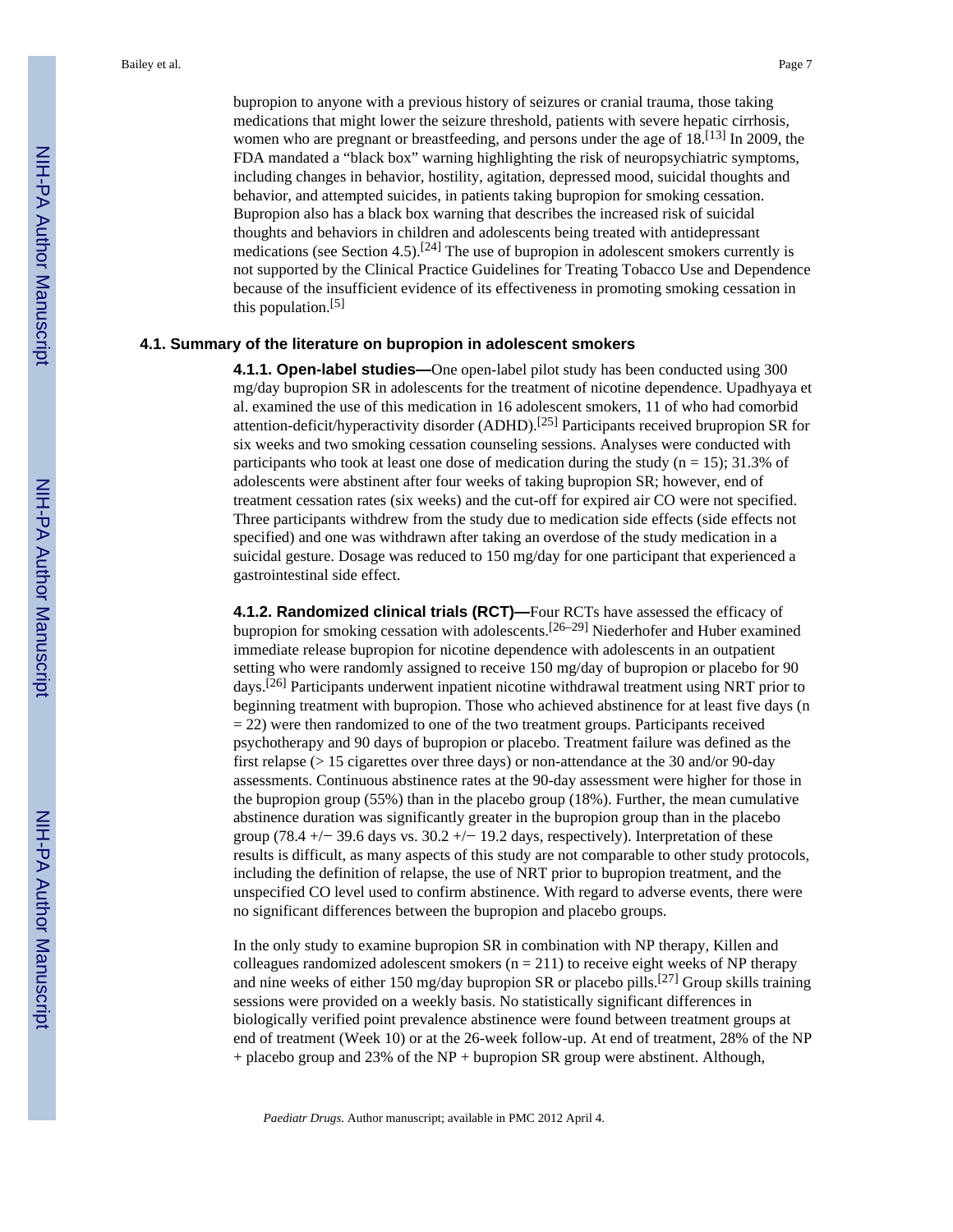bupropion to anyone with a previous history of seizures or cranial trauma, those taking medications that might lower the seizure threshold, patients with severe hepatic cirrhosis, women who are pregnant or breastfeeding, and persons under the age of 18.[13] In 2009, the FDA mandated a "black box" warning highlighting the risk of neuropsychiatric symptoms, including changes in behavior, hostility, agitation, depressed mood, suicidal thoughts and behavior, and attempted suicides, in patients taking bupropion for smoking cessation. Bupropion also has a black box warning that describes the increased risk of suicidal thoughts and behaviors in children and adolescents being treated with antidepressant medications (see Section 4.5).[24] The use of bupropion in adolescent smokers currently is not supported by the Clinical Practice Guidelines for Treating Tobacco Use and Dependence because of the insufficient evidence of its effectiveness in promoting smoking cessation in this population.[5]

### 4.1. Summary of the literature on bupropion in adolescent smokers

**4.1.1. Open-label studies—**One open-label pilot study has been conducted using 300 mg/day bupropion SR in adolescents for the treatment of nicotine dependence. Upadhyaya et al. examined the use of this medication in 16 adolescent smokers, 11 of who had comorbid attention-deficit/hyperactivity disorder (ADHD).[25] Participants received brupropion SR for six weeks and two smoking cessation counseling sessions. Analyses were conducted with participants who took at least one dose of medication during the study (n = 15); 31.3% of adolescents were abstinent after four weeks of taking bupropion SR; however, end of treatment cessation rates (six weeks) and the cut-off for expired air CO were not specified. Three participants withdrew from the study due to medication side effects (side effects not specified) and one was withdrawn after taking an overdose of the study medication in a suicidal gesture. Dosage was reduced to 150 mg/day for one participant that experienced a gastrointestinal side effect.

**4.1.2. Randomized clinical trials (RCT)—**Four RCTs have assessed the efficacy of bupropion for smoking cessation with adolescents.[26–29] Niederhofer and Huber examined immediate release bupropion for nicotine dependence with adolescents in an outpatient setting who were randomly assigned to receive 150 mg/day of bupropion or placebo for 90 days.[26] Participants underwent inpatient nicotine withdrawal treatment using NRT prior to beginning treatment with bupropion. Those who achieved abstinence for at least five days (n = 22) were then randomized to one of the two treatment groups. Participants received psychotherapy and 90 days of bupropion or placebo. Treatment failure was defined as the first relapse (> 15 cigarettes over three days) or non-attendance at the 30 and/or 90-day assessments. Continuous abstinence rates at the 90-day assessment were higher for those in the bupropion group (55%) than in the placebo group (18%). Further, the mean cumulative abstinence duration was significantly greater in the bupropion group than in the placebo group (78.4 +/− 39.6 days vs. 30.2 +/− 19.2 days, respectively). Interpretation of these results is difficult, as many aspects of this study are not comparable to other study protocols, including the definition of relapse, the use of NRT prior to bupropion treatment, and the unspecified CO level used to confirm abstinence. With regard to adverse events, there were no significant differences between the bupropion and placebo groups.

In the only study to examine bupropion SR in combination with NP therapy, Killen and colleagues randomized adolescent smokers (n = 211) to receive eight weeks of NP therapy and nine weeks of either 150 mg/day bupropion SR or placebo pills.[27] Group skills training sessions were provided on a weekly basis. No statistically significant differences in biologically verified point prevalence abstinence were found between treatment groups at end of treatment (Week 10) or at the 26-week follow-up. At end of treatment, 28% of the NP + placebo group and 23% of the NP + bupropion SR group were abstinent. Although,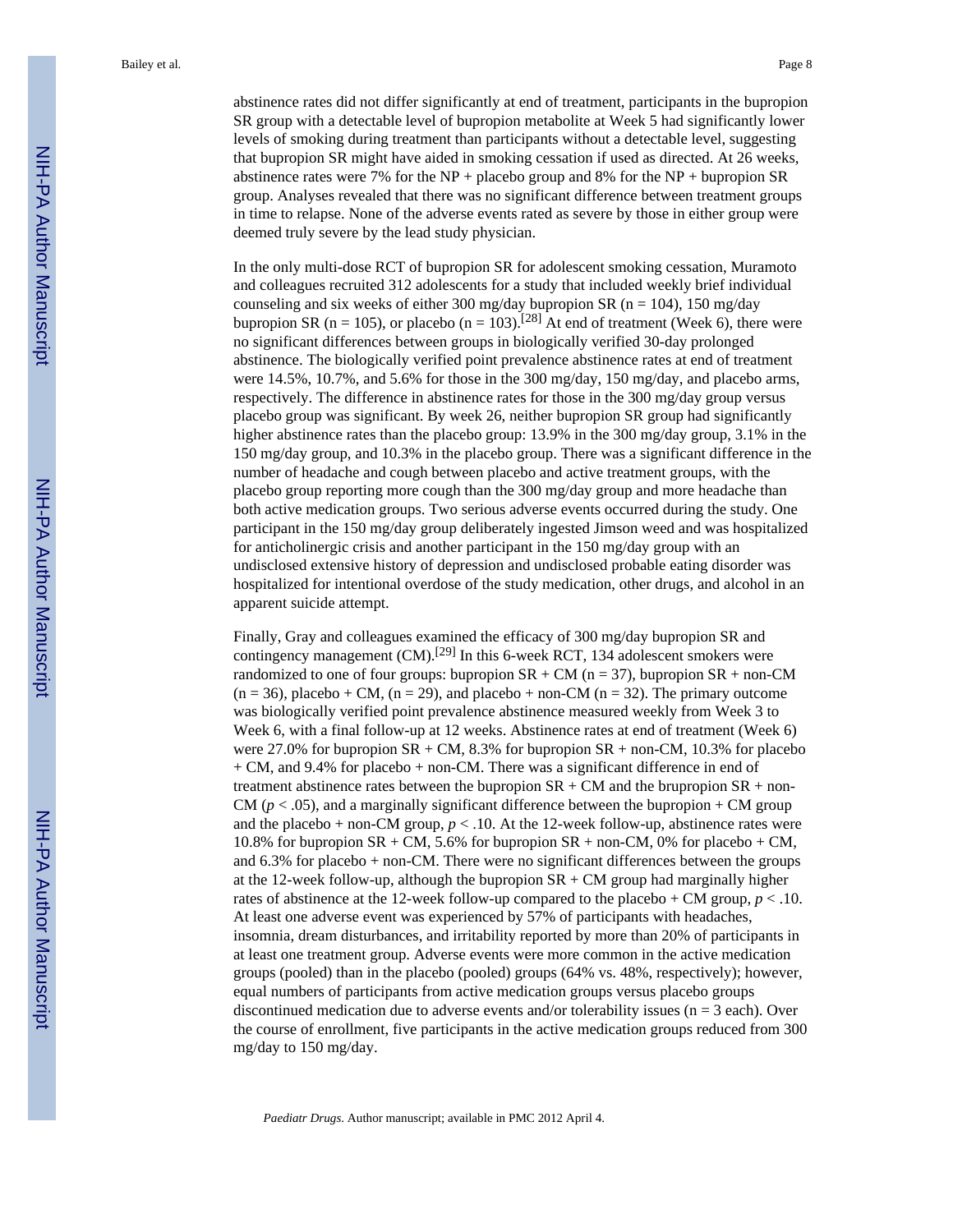abstinence rates did not differ significantly at end of treatment, participants in the bupropion SR group with a detectable level of bupropion metabolite at Week 5 had significantly lower levels of smoking during treatment than participants without a detectable level, suggesting that bupropion SR might have aided in smoking cessation if used as directed. At 26 weeks, abstinence rates were 7% for the NP + placebo group and 8% for the NP + bupropion SR group. Analyses revealed that there was no significant difference between treatment groups in time to relapse. None of the adverse events rated as severe by those in either group were deemed truly severe by the lead study physician.

In the only multi-dose RCT of bupropion SR for adolescent smoking cessation, Muramoto and colleagues recruited 312 adolescents for a study that included weekly brief individual counseling and six weeks of either 300 mg/day bupropion SR (n = 104), 150 mg/day bupropion SR (n = 105), or placebo (n = 103).[28] At end of treatment (Week 6), there were no significant differences between groups in biologically verified 30-day prolonged abstinence. The biologically verified point prevalence abstinence rates at end of treatment were 14.5%, 10.7%, and 5.6% for those in the 300 mg/day, 150 mg/day, and placebo arms, respectively. The difference in abstinence rates for those in the 300 mg/day group versus placebo group was significant. By week 26, neither bupropion SR group had significantly higher abstinence rates than the placebo group: 13.9% in the 300 mg/day group, 3.1% in the 150 mg/day group, and 10.3% in the placebo group. There was a significant difference in the number of headache and cough between placebo and active treatment groups, with the placebo group reporting more cough than the 300 mg/day group and more headache than both active medication groups. Two serious adverse events occurred during the study. One participant in the 150 mg/day group deliberately ingested Jimson weed and was hospitalized for anticholinergic crisis and another participant in the 150 mg/day group with an undisclosed extensive history of depression and undisclosed probable eating disorder was hospitalized for intentional overdose of the study medication, other drugs, and alcohol in an apparent suicide attempt.

Finally, Gray and colleagues examined the efficacy of 300 mg/day bupropion SR and contingency management (CM).[29] In this 6-week RCT, 134 adolescent smokers were randomized to one of four groups: bupropion SR + CM (n = 37), bupropion SR + non-CM (n = 36), placebo + CM, (n = 29), and placebo + non-CM (n = 32). The primary outcome was biologically verified point prevalence abstinence measured weekly from Week 3 to Week 6, with a final follow-up at 12 weeks. Abstinence rates at end of treatment (Week 6) were 27.0% for bupropion SR + CM, 8.3% for bupropion SR + non-CM, 10.3% for placebo + CM, and 9.4% for placebo + non-CM. There was a significant difference in end of treatment abstinence rates between the bupropion SR + CM and the brupropion SR + non-CM ($p < .05$), and a marginally significant difference between the bupropion + CM group and the placebo + non-CM group, $p < .10$. At the 12-week follow-up, abstinence rates were 10.8% for bupropion SR + CM, 5.6% for bupropion SR + non-CM, 0% for placebo + CM, and 6.3% for placebo + non-CM. There were no significant differences between the groups at the 12-week follow-up, although the bupropion SR + CM group had marginally higher rates of abstinence at the 12-week follow-up compared to the placebo + CM group, $p < .10$. At least one adverse event was experienced by 57% of participants with headaches, insomnia, dream disturbances, and irritability reported by more than 20% of participants in at least one treatment group. Adverse events were more common in the active medication groups (pooled) than in the placebo (pooled) groups (64% vs. 48%, respectively); however, equal numbers of participants from active medication groups versus placebo groups discontinued medication due to adverse events and/or tolerability issues (n = 3 each). Over the course of enrollment, five participants in the active medication groups reduced from 300 mg/day to 150 mg/day.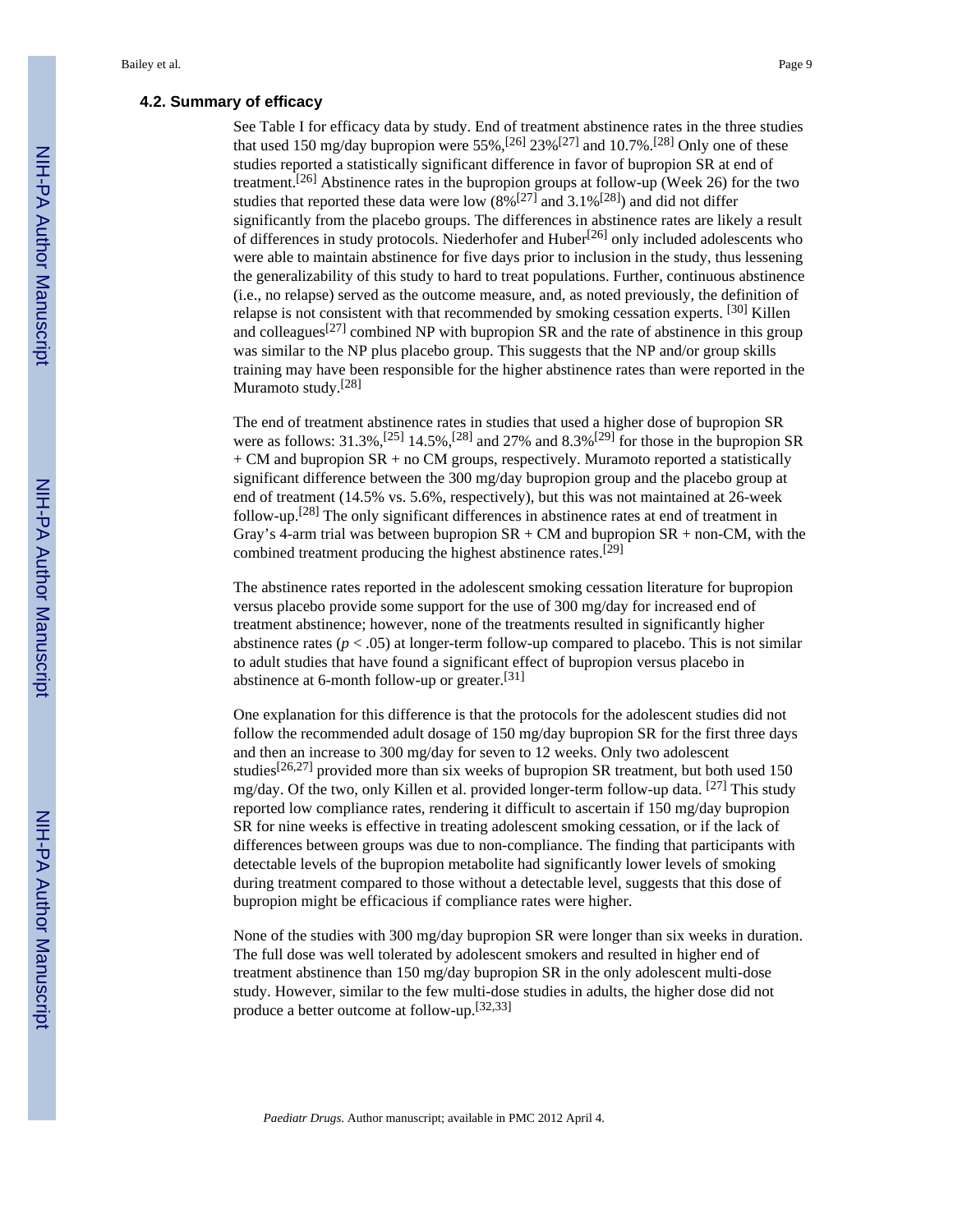### 4.2. Summary of efficacy

See Table I for efficacy data by study. End of treatment abstinence rates in the three studies that used 150 mg/day bupropion were 55%,[26] 23%[27] and 10.7%.[28] Only one of these studies reported a statistically significant difference in favor of bupropion SR at end of treatment.[26] Abstinence rates in the bupropion groups at follow-up (Week 26) for the two studies that reported these data were low (8%[27] and 3.1%[28]) and did not differ significantly from the placebo groups. The differences in abstinence rates are likely a result of differences in study protocols. Niederhofer and Huber[26] only included adolescents who were able to maintain abstinence for five days prior to inclusion in the study, thus lessening the generalizability of this study to hard to treat populations. Further, continuous abstinence (i.e., no relapse) served as the outcome measure, and, as noted previously, the definition of relapse is not consistent with that recommended by smoking cessation experts. [30] Killen and colleagues[27] combined NP with bupropion SR and the rate of abstinence in this group was similar to the NP plus placebo group. This suggests that the NP and/or group skills training may have been responsible for the higher abstinence rates than were reported in the Muramoto study.[28]

The end of treatment abstinence rates in studies that used a higher dose of bupropion SR were as follows: 31.3%,[25] 14.5%,[28] and 27% and 8.3%[29] for those in the bupropion SR + CM and bupropion SR + no CM groups, respectively. Muramoto reported a statistically significant difference between the 300 mg/day bupropion group and the placebo group at end of treatment (14.5% vs. 5.6%, respectively), but this was not maintained at 26-week follow-up.[28] The only significant differences in abstinence rates at end of treatment in Gray's 4-arm trial was between bupropion SR + CM and bupropion SR + non-CM, with the combined treatment producing the highest abstinence rates.[29]

The abstinence rates reported in the adolescent smoking cessation literature for bupropion versus placebo provide some support for the use of 300 mg/day for increased end of treatment abstinence; however, none of the treatments resulted in significantly higher abstinence rates ($p < .05$) at longer-term follow-up compared to placebo. This is not similar to adult studies that have found a significant effect of bupropion versus placebo in abstinence at 6-month follow-up or greater.[31]

One explanation for this difference is that the protocols for the adolescent studies did not follow the recommended adult dosage of 150 mg/day bupropion SR for the first three days and then an increase to 300 mg/day for seven to 12 weeks. Only two adolescent studies[26,27] provided more than six weeks of bupropion SR treatment, but both used 150 mg/day. Of the two, only Killen et al. provided longer-term follow-up data. [27] This study reported low compliance rates, rendering it difficult to ascertain if 150 mg/day bupropion SR for nine weeks is effective in treating adolescent smoking cessation, or if the lack of differences between groups was due to non-compliance. The finding that participants with detectable levels of the bupropion metabolite had significantly lower levels of smoking during treatment compared to those without a detectable level, suggests that this dose of bupropion might be efficacious if compliance rates were higher.

None of the studies with 300 mg/day bupropion SR were longer than six weeks in duration. The full dose was well tolerated by adolescent smokers and resulted in higher end of treatment abstinence than 150 mg/day bupropion SR in the only adolescent multi-dose study. However, similar to the few multi-dose studies in adults, the higher dose did not produce a better outcome at follow-up.[32,33]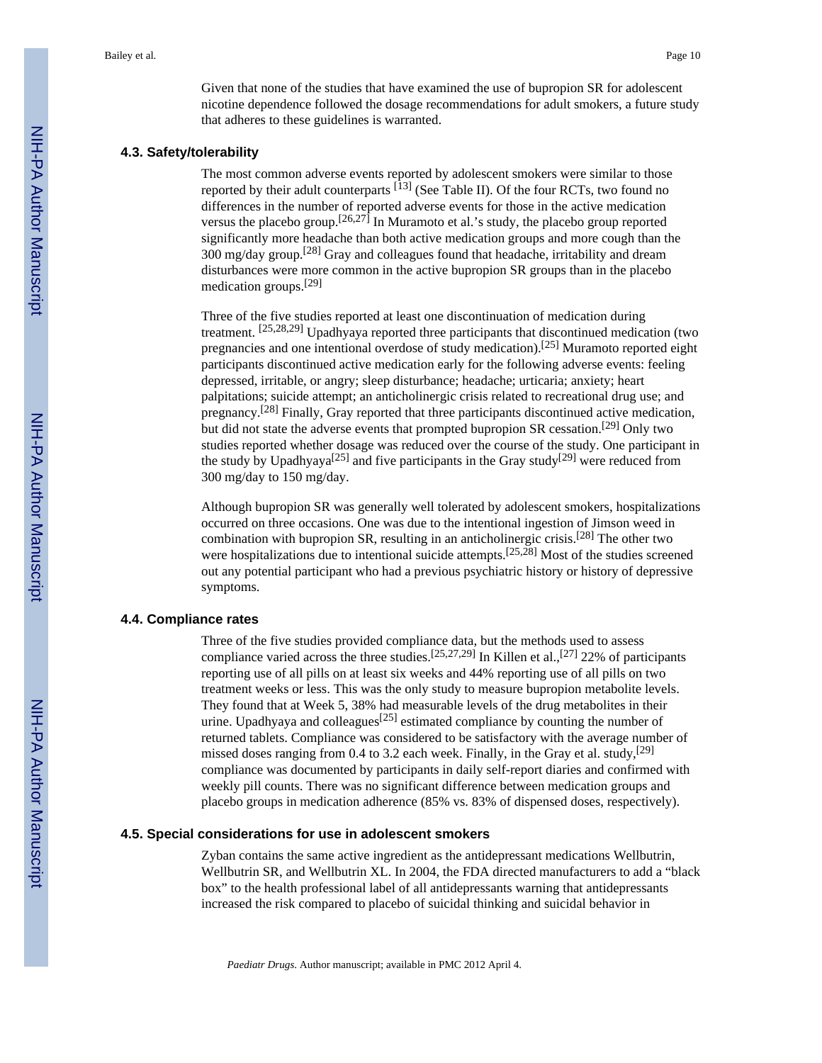Given that none of the studies that have examined the use of bupropion SR for adolescent nicotine dependence followed the dosage recommendations for adult smokers, a future study that adheres to these guidelines is warranted.

### 4.3. Safety/tolerability

The most common adverse events reported by adolescent smokers were similar to those reported by their adult counterparts [13] (See Table II). Of the four RCTs, two found no differences in the number of reported adverse events for those in the active medication versus the placebo group.[26,27] In Muramoto et al.'s study, the placebo group reported significantly more headache than both active medication groups and more cough than the 300 mg/day group.[28] Gray and colleagues found that headache, irritability and dream disturbances were more common in the active bupropion SR groups than in the placebo medication groups.[29]

Three of the five studies reported at least one discontinuation of medication during treatment. [25,28,29] Upadhyaya reported three participants that discontinued medication (two pregnancies and one intentional overdose of study medication).[25] Muramoto reported eight participants discontinued active medication early for the following adverse events: feeling depressed, irritable, or angry; sleep disturbance; headache; urticaria; anxiety; heart palpitations; suicide attempt; an anticholinergic crisis related to recreational drug use; and pregnancy.[28] Finally, Gray reported that three participants discontinued active medication, but did not state the adverse events that prompted bupropion SR cessation.[29] Only two studies reported whether dosage was reduced over the course of the study. One participant in the study by Upadhyaya[25] and five participants in the Gray study[29] were reduced from 300 mg/day to 150 mg/day.

Although bupropion SR was generally well tolerated by adolescent smokers, hospitalizations occurred on three occasions. One was due to the intentional ingestion of Jimson weed in combination with bupropion SR, resulting in an anticholinergic crisis.[28] The other two were hospitalizations due to intentional suicide attempts.[25,28] Most of the studies screened out any potential participant who had a previous psychiatric history or history of depressive symptoms.

### 4.4. Compliance rates

Three of the five studies provided compliance data, but the methods used to assess compliance varied across the three studies.[25,27,29] In Killen et al.,[27] 22% of participants reporting use of all pills on at least six weeks and 44% reporting use of all pills on two treatment weeks or less. This was the only study to measure bupropion metabolite levels. They found that at Week 5, 38% had measurable levels of the drug metabolites in their urine. Upadhyaya and colleagues[25] estimated compliance by counting the number of returned tablets. Compliance was considered to be satisfactory with the average number of missed doses ranging from 0.4 to 3.2 each week. Finally, in the Gray et al. study,[29] compliance was documented by participants in daily self-report diaries and confirmed with weekly pill counts. There was no significant difference between medication groups and placebo groups in medication adherence (85% vs. 83% of dispensed doses, respectively).

### 4.5. Special considerations for use in adolescent smokers

Zyban contains the same active ingredient as the antidepressant medications Wellbutrin, Wellbutrin SR, and Wellbutrin XL. In 2004, the FDA directed manufacturers to add a "black box" to the health professional label of all antidepressants warning that antidepressants increased the risk compared to placebo of suicidal thinking and suicidal behavior in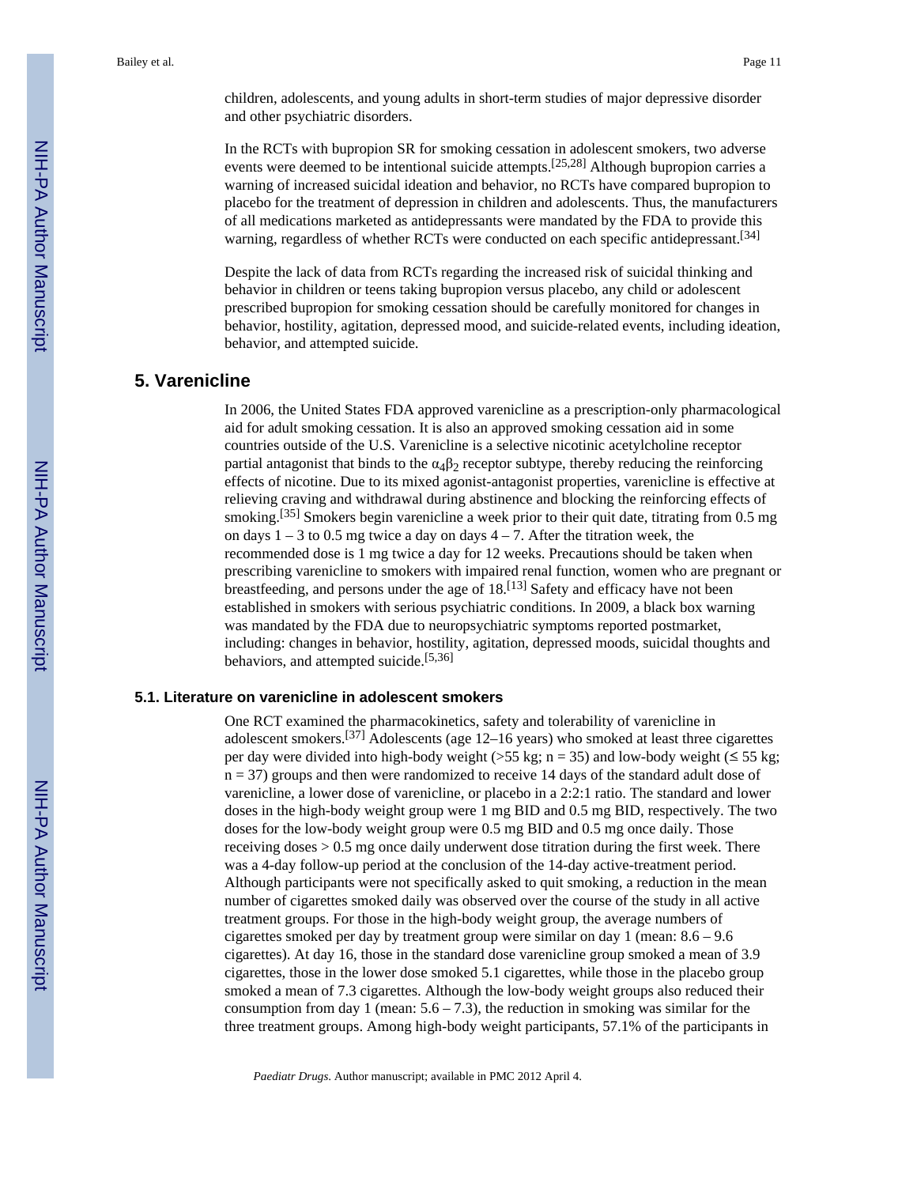children, adolescents, and young adults in short-term studies of major depressive disorder and other psychiatric disorders.

In the RCTs with bupropion SR for smoking cessation in adolescent smokers, two adverse events were deemed to be intentional suicide attempts.[25,28] Although bupropion carries a warning of increased suicidal ideation and behavior, no RCTs have compared bupropion to placebo for the treatment of depression in children and adolescents. Thus, the manufacturers of all medications marketed as antidepressants were mandated by the FDA to provide this warning, regardless of whether RCTs were conducted on each specific antidepressant.[34]

Despite the lack of data from RCTs regarding the increased risk of suicidal thinking and behavior in children or teens taking bupropion versus placebo, any child or adolescent prescribed bupropion for smoking cessation should be carefully monitored for changes in behavior, hostility, agitation, depressed mood, and suicide-related events, including ideation, behavior, and attempted suicide.

## 5. Varenicline

In 2006, the United States FDA approved varenicline as a prescription-only pharmacological aid for adult smoking cessation. It is also an approved smoking cessation aid in some countries outside of the U.S. Varenicline is a selective nicotinic acetylcholine receptor partial antagonist that binds to the $\alpha_4\beta_2$ receptor subtype, thereby reducing the reinforcing effects of nicotine. Due to its mixed agonist-antagonist properties, varenicline is effective at relieving craving and withdrawal during abstinence and blocking the reinforcing effects of smoking.[35] Smokers begin varenicline a week prior to their quit date, titrating from 0.5 mg on days 1 – 3 to 0.5 mg twice a day on days 4 – 7. After the titration week, the recommended dose is 1 mg twice a day for 12 weeks. Precautions should be taken when prescribing varenicline to smokers with impaired renal function, women who are pregnant or breastfeeding, and persons under the age of 18.[13] Safety and efficacy have not been established in smokers with serious psychiatric conditions. In 2009, a black box warning was mandated by the FDA due to neuropsychiatric symptoms reported postmarket, including: changes in behavior, hostility, agitation, depressed moods, suicidal thoughts and behaviors, and attempted suicide.[5,36]

### 5.1. Literature on varenicline in adolescent smokers

One RCT examined the pharmacokinetics, safety and tolerability of varenicline in adolescent smokers.[37] Adolescents (age 12–16 years) who smoked at least three cigarettes per day were divided into high-body weight (>55 kg; n = 35) and low-body weight (≤ 55 kg; n = 37) groups and then were randomized to receive 14 days of the standard adult dose of varenicline, a lower dose of varenicline, or placebo in a 2:2:1 ratio. The standard and lower doses in the high-body weight group were 1 mg BID and 0.5 mg BID, respectively. The two doses for the low-body weight group were 0.5 mg BID and 0.5 mg once daily. Those receiving doses > 0.5 mg once daily underwent dose titration during the first week. There was a 4-day follow-up period at the conclusion of the 14-day active-treatment period. Although participants were not specifically asked to quit smoking, a reduction in the mean number of cigarettes smoked daily was observed over the course of the study in all active treatment groups. For those in the high-body weight group, the average numbers of cigarettes smoked per day by treatment group were similar on day 1 (mean: 8.6 – 9.6 cigarettes). At day 16, those in the standard dose varenicline group smoked a mean of 3.9 cigarettes, those in the lower dose smoked 5.1 cigarettes, while those in the placebo group smoked a mean of 7.3 cigarettes. Although the low-body weight groups also reduced their consumption from day 1 (mean: 5.6 – 7.3), the reduction in smoking was similar for the three treatment groups. Among high-body weight participants, 57.1% of the participants in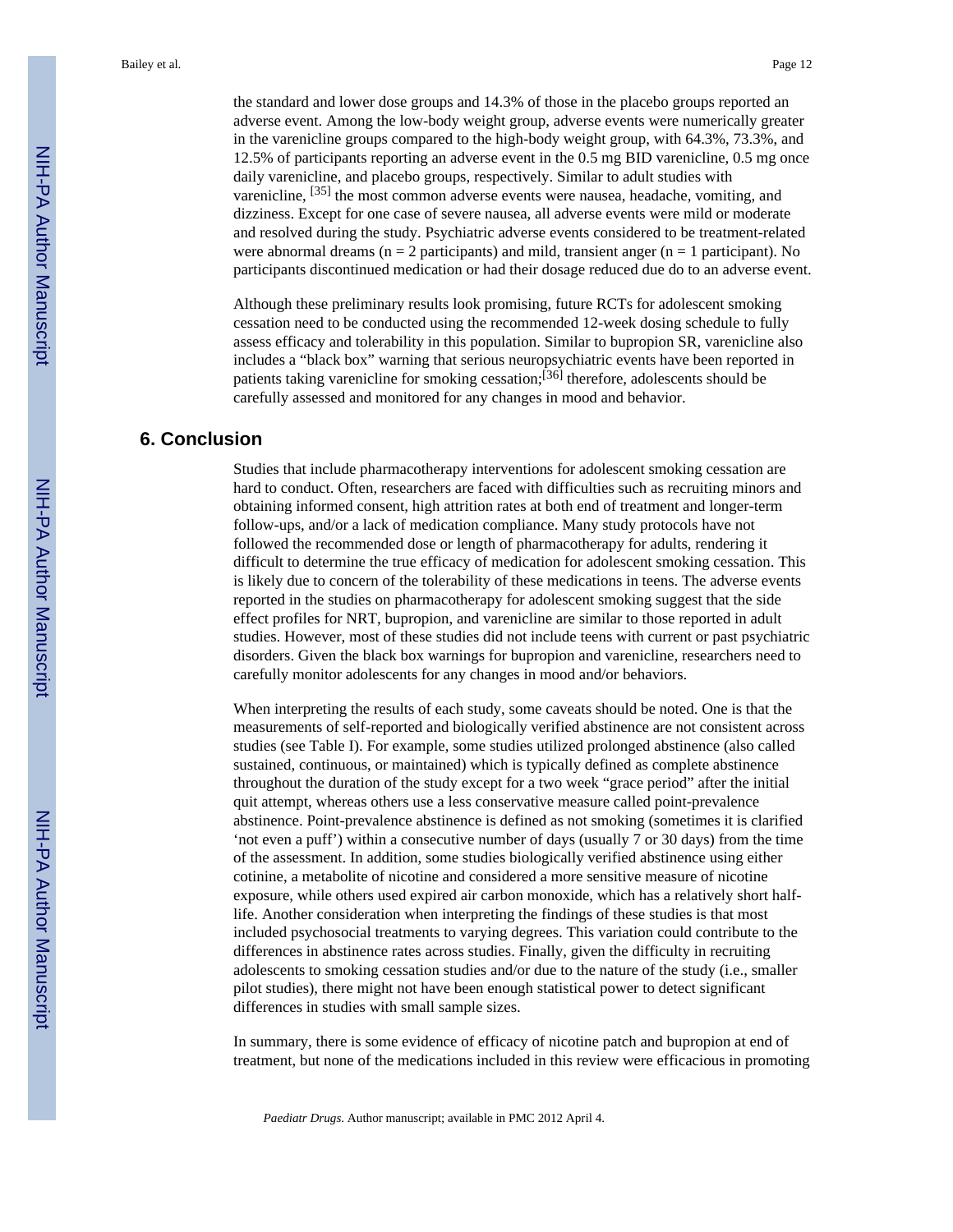the standard and lower dose groups and 14.3% of those in the placebo groups reported an adverse event. Among the low-body weight group, adverse events were numerically greater in the varenicline groups compared to the high-body weight group, with 64.3%, 73.3%, and 12.5% of participants reporting an adverse event in the 0.5 mg BID varenicline, 0.5 mg once daily varenicline, and placebo groups, respectively. Similar to adult studies with varenicline, [35] the most common adverse events were nausea, headache, vomiting, and dizziness. Except for one case of severe nausea, all adverse events were mild or moderate and resolved during the study. Psychiatric adverse events considered to be treatment-related were abnormal dreams (n = 2 participants) and mild, transient anger (n = 1 participant). No participants discontinued medication or had their dosage reduced due do to an adverse event.

Although these preliminary results look promising, future RCTs for adolescent smoking cessation need to be conducted using the recommended 12-week dosing schedule to fully assess efficacy and tolerability in this population. Similar to bupropion SR, varenicline also includes a "black box" warning that serious neuropsychiatric events have been reported in patients taking varenicline for smoking cessation;[36] therefore, adolescents should be carefully assessed and monitored for any changes in mood and behavior.

## 6. Conclusion

Studies that include pharmacotherapy interventions for adolescent smoking cessation are hard to conduct. Often, researchers are faced with difficulties such as recruiting minors and obtaining informed consent, high attrition rates at both end of treatment and longer-term follow-ups, and/or a lack of medication compliance. Many study protocols have not followed the recommended dose or length of pharmacotherapy for adults, rendering it difficult to determine the true efficacy of medication for adolescent smoking cessation. This is likely due to concern of the tolerability of these medications in teens. The adverse events reported in the studies on pharmacotherapy for adolescent smoking suggest that the side effect profiles for NRT, bupropion, and varenicline are similar to those reported in adult studies. However, most of these studies did not include teens with current or past psychiatric disorders. Given the black box warnings for bupropion and varenicline, researchers need to carefully monitor adolescents for any changes in mood and/or behaviors.

When interpreting the results of each study, some caveats should be noted. One is that the measurements of self-reported and biologically verified abstinence are not consistent across studies (see Table I). For example, some studies utilized prolonged abstinence (also called sustained, continuous, or maintained) which is typically defined as complete abstinence throughout the duration of the study except for a two week "grace period" after the initial quit attempt, whereas others use a less conservative measure called point-prevalence abstinence. Point-prevalence abstinence is defined as not smoking (sometimes it is clarified 'not even a puff') within a consecutive number of days (usually 7 or 30 days) from the time of the assessment. In addition, some studies biologically verified abstinence using either cotinine, a metabolite of nicotine and considered a more sensitive measure of nicotine exposure, while others used expired air carbon monoxide, which has a relatively short half-life. Another consideration when interpreting the findings of these studies is that most included psychosocial treatments to varying degrees. This variation could contribute to the differences in abstinence rates across studies. Finally, given the difficulty in recruiting adolescents to smoking cessation studies and/or due to the nature of the study (i.e., smaller pilot studies), there might not have been enough statistical power to detect significant differences in studies with small sample sizes.

In summary, there is some evidence of efficacy of nicotine patch and bupropion at end of treatment, but none of the medications included in this review were efficacious in promoting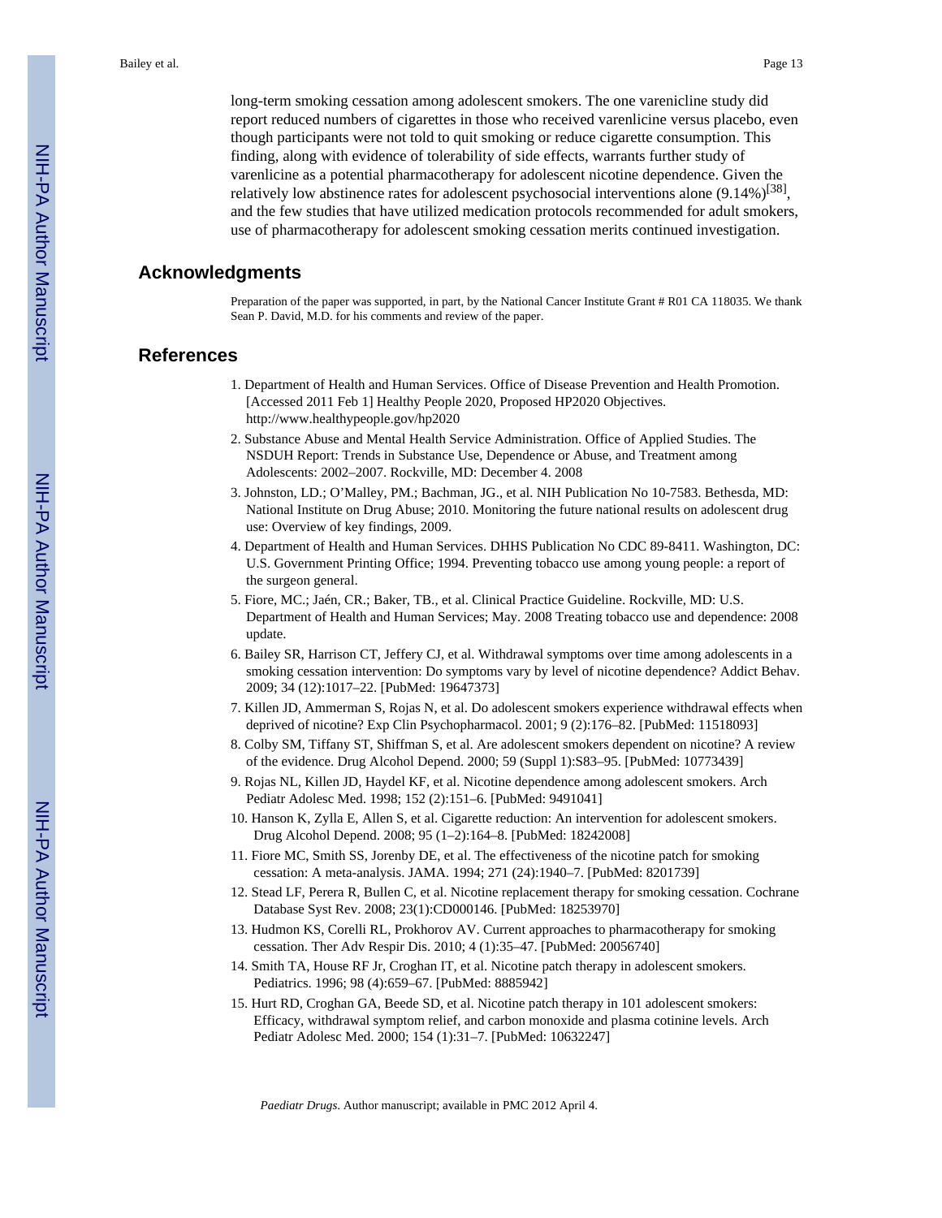long-term smoking cessation among adolescent smokers. The one varenicline study did report reduced numbers of cigarettes in those who received varenlicine versus placebo, even though participants were not told to quit smoking or reduce cigarette consumption. This finding, along with evidence of tolerability of side effects, warrants further study of varenlicine as a potential pharmacotherapy for adolescent nicotine dependence. Given the relatively low abstinence rates for adolescent psychosocial interventions alone (9.14%)[38], and the few studies that have utilized medication protocols recommended for adult smokers, use of pharmacotherapy for adolescent smoking cessation merits continued investigation.

## Acknowledgments

Preparation of the paper was supported, in part, by the National Cancer Institute Grant # R01 CA 118035. We thank Sean P. David, M.D. for his comments and review of the paper.

## References

1. Department of Health and Human Services. Office of Disease Prevention and Health Promotion. [Accessed 2011 Feb 1] Healthy People 2020, Proposed HP2020 Objectives. http://www.healthypeople.gov/hp2020
2. Substance Abuse and Mental Health Service Administration. Office of Applied Studies. The NSDUH Report: Trends in Substance Use, Dependence or Abuse, and Treatment among Adolescents: 2002–2007. Rockville, MD: December 4. 2008
3. Johnston, LD.; O'Malley, PM.; Bachman, JG., et al. NIH Publication No 10-7583. Bethesda, MD: National Institute on Drug Abuse; 2010. Monitoring the future national results on adolescent drug use: Overview of key findings, 2009.
4. Department of Health and Human Services. DHHS Publication No CDC 89-8411. Washington, DC: U.S. Government Printing Office; 1994. Preventing tobacco use among young people: a report of the surgeon general.
5. Fiore, MC.; Jaén, CR.; Baker, TB., et al. Clinical Practice Guideline. Rockville, MD: U.S. Department of Health and Human Services; May. 2008 Treating tobacco use and dependence: 2008 update.
6. Bailey SR, Harrison CT, Jeffery CJ, et al. Withdrawal symptoms over time among adolescents in a smoking cessation intervention: Do symptoms vary by level of nicotine dependence? Addict Behav. 2009; 34 (12):1017–22. [PubMed: 19647373]
7. Killen JD, Ammerman S, Rojas N, et al. Do adolescent smokers experience withdrawal effects when deprived of nicotine? Exp Clin Psychopharmacol. 2001; 9 (2):176–82. [PubMed: 11518093]
8. Colby SM, Tiffany ST, Shiffman S, et al. Are adolescent smokers dependent on nicotine? A review of the evidence. Drug Alcohol Depend. 2000; 59 (Suppl 1):S83–95. [PubMed: 10773439]
9. Rojas NL, Killen JD, Haydel KF, et al. Nicotine dependence among adolescent smokers. Arch Pediatr Adolesc Med. 1998; 152 (2):151–6. [PubMed: 9491041]
10. Hanson K, Zylla E, Allen S, et al. Cigarette reduction: An intervention for adolescent smokers. Drug Alcohol Depend. 2008; 95 (1–2):164–8. [PubMed: 18242008]
11. Fiore MC, Smith SS, Jorenby DE, et al. The effectiveness of the nicotine patch for smoking cessation: A meta-analysis. JAMA. 1994; 271 (24):1940–7. [PubMed: 8201739]
12. Stead LF, Perera R, Bullen C, et al. Nicotine replacement therapy for smoking cessation. Cochrane Database Syst Rev. 2008; 23(1):CD000146. [PubMed: 18253970]
13. Hudmon KS, Corelli RL, Prokhorov AV. Current approaches to pharmacotherapy for smoking cessation. Ther Adv Respir Dis. 2010; 4 (1):35–47. [PubMed: 20056740]
14. Smith TA, House RF Jr, Croghan IT, et al. Nicotine patch therapy in adolescent smokers. Pediatrics. 1996; 98 (4):659–67. [PubMed: 8885942]
15. Hurt RD, Croghan GA, Beede SD, et al. Nicotine patch therapy in 101 adolescent smokers: Efficacy, withdrawal symptom relief, and carbon monoxide and plasma cotinine levels. Arch Pediatr Adolesc Med. 2000; 154 (1):31–7. [PubMed: 10632247]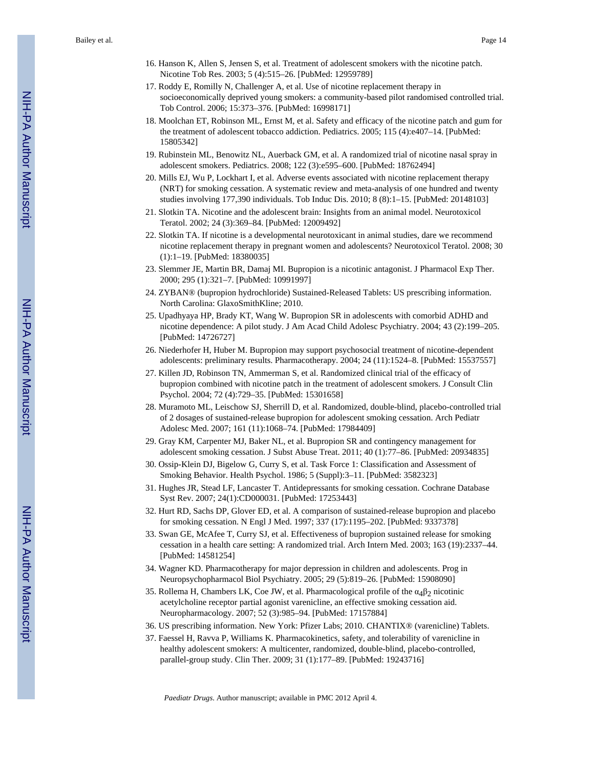16. Hanson K, Allen S, Jensen S, et al. Treatment of adolescent smokers with the nicotine patch. Nicotine Tob Res. 2003; 5 (4):515–26. [PubMed: 12959789]
17. Roddy E, Romilly N, Challenger A, et al. Use of nicotine replacement therapy in socioeconomically deprived young smokers: a community-based pilot randomised controlled trial. Tob Control. 2006; 15:373–376. [PubMed: 16998171]
18. Moolchan ET, Robinson ML, Ernst M, et al. Safety and efficacy of the nicotine patch and gum for the treatment of adolescent tobacco addiction. Pediatrics. 2005; 115 (4):e407–14. [PubMed: 15805342]
19. Rubinstein ML, Benowitz NL, Auerback GM, et al. A randomized trial of nicotine nasal spray in adolescent smokers. Pediatrics. 2008; 122 (3):e595–600. [PubMed: 18762494]
20. Mills EJ, Wu P, Lockhart I, et al. Adverse events associated with nicotine replacement therapy (NRT) for smoking cessation. A systematic review and meta-analysis of one hundred and twenty studies involving 177,390 individuals. Tob Induc Dis. 2010; 8 (8):1–15. [PubMed: 20148103]
21. Slotkin TA. Nicotine and the adolescent brain: Insights from an animal model. Neurotoxicol Teratol. 2002; 24 (3):369–84. [PubMed: 12009492]
22. Slotkin TA. If nicotine is a developmental neurotoxicant in animal studies, dare we recommend nicotine replacement therapy in pregnant women and adolescents? Neurotoxicol Teratol. 2008; 30 (1):1–19. [PubMed: 18380035]
23. Slemmer JE, Martin BR, Damaj MI. Bupropion is a nicotinic antagonist. J Pharmacol Exp Ther. 2000; 295 (1):321–7. [PubMed: 10991997]
24. ZYBAN® (bupropion hydrochloride) Sustained-Released Tablets: US prescribing information. North Carolina: GlaxoSmithKline; 2010.
25. Upadhyaya HP, Brady KT, Wang W. Bupropion SR in adolescents with comorbid ADHD and nicotine dependence: A pilot study. J Am Acad Child Adolesc Psychiatry. 2004; 43 (2):199–205. [PubMed: 14726727]
26. Niederhofer H, Huber M. Bupropion may support psychosocial treatment of nicotine-dependent adolescents: preliminary results. Pharmacotherapy. 2004; 24 (11):1524–8. [PubMed: 15537557]
27. Killen JD, Robinson TN, Ammerman S, et al. Randomized clinical trial of the efficacy of bupropion combined with nicotine patch in the treatment of adolescent smokers. J Consult Clin Psychol. 2004; 72 (4):729–35. [PubMed: 15301658]
28. Muramoto ML, Leischow SJ, Sherrill D, et al. Randomized, double-blind, placebo-controlled trial of 2 dosages of sustained-release bupropion for adolescent smoking cessation. Arch Pediatr Adolesc Med. 2007; 161 (11):1068–74. [PubMed: 17984409]
29. Gray KM, Carpenter MJ, Baker NL, et al. Bupropion SR and contingency management for adolescent smoking cessation. J Subst Abuse Treat. 2011; 40 (1):77–86. [PubMed: 20934835]
30. Ossip-Klein DJ, Bigelow G, Curry S, et al. Task Force 1: Classification and Assessment of Smoking Behavior. Health Psychol. 1986; 5 (Suppl):3–11. [PubMed: 3582323]
31. Hughes JR, Stead LF, Lancaster T. Antidepressants for smoking cessation. Cochrane Database Syst Rev. 2007; 24(1):CD000031. [PubMed: 17253443]
32. Hurt RD, Sachs DP, Glover ED, et al. A comparison of sustained-release bupropion and placebo for smoking cessation. N Engl J Med. 1997; 337 (17):1195–202. [PubMed: 9337378]
33. Swan GE, McAfee T, Curry SJ, et al. Effectiveness of bupropion sustained release for smoking cessation in a health care setting: A randomized trial. Arch Intern Med. 2003; 163 (19):2337–44. [PubMed: 14581254]
34. Wagner KD. Pharmacotherapy for major depression in children and adolescents. Prog in Neuropsychopharmacol Biol Psychiatry. 2005; 29 (5):819–26. [PubMed: 15908090]
35. Rollema H, Chambers LK, Coe JW, et al. Pharmacological profile of the $\alpha_4\beta_2$ nicotinic acetylcholine receptor partial agonist varenicline, an effective smoking cessation aid. Neuropharmacology. 2007; 52 (3):985–94. [PubMed: 17157884]
36. US prescribing information. New York: Pfizer Labs; 2010. CHANTIX® (varenicline) Tablets.
37. Faessel H, Ravva P, Williams K. Pharmacokinetics, safety, and tolerability of varenicline in healthy adolescent smokers: A multicenter, randomized, double-blind, placebo-controlled, parallel-group study. Clin Ther. 2009; 31 (1):177–89. [PubMed: 19243716]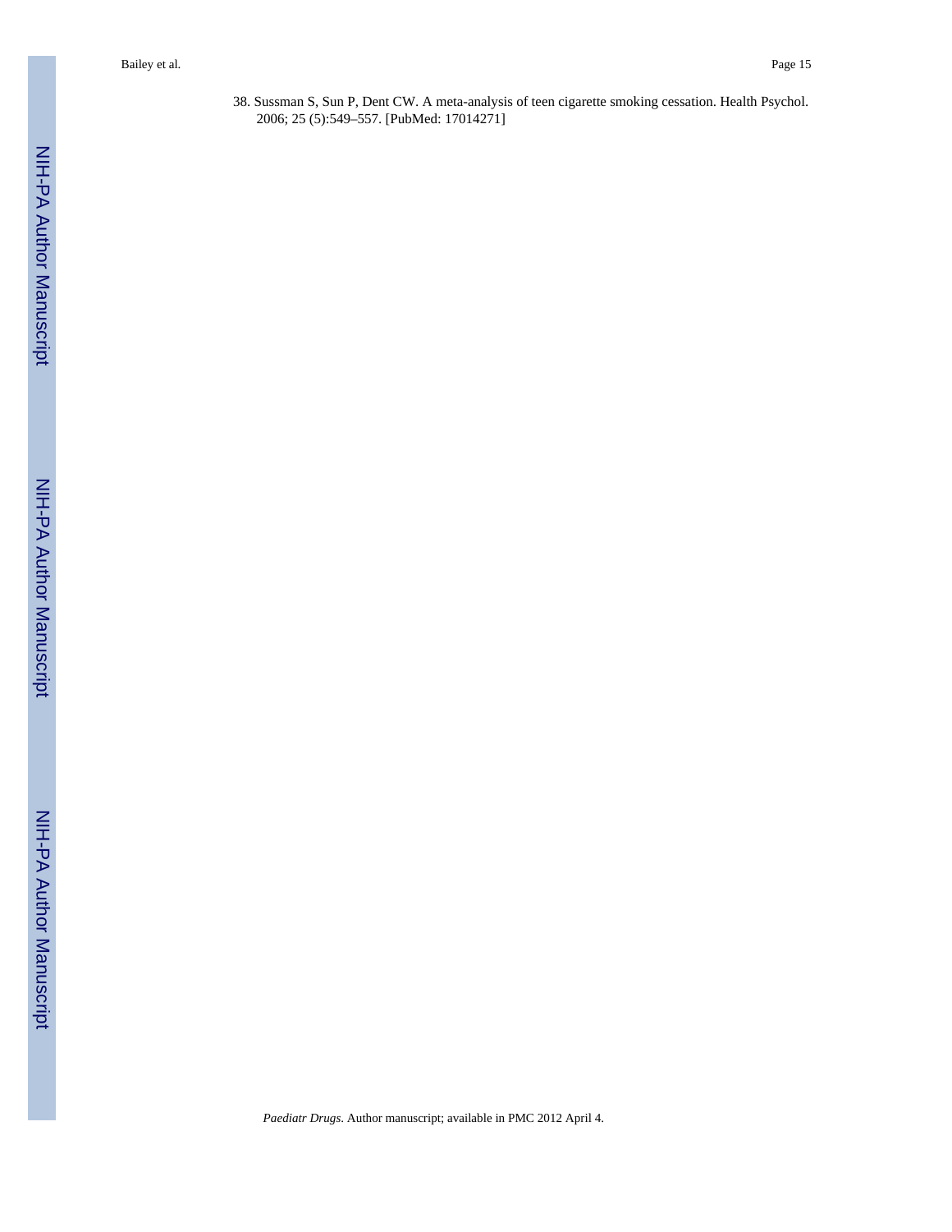38. Sussman S, Sun P, Dent CW. A meta-analysis of teen cigarette smoking cessation. Health Psychol. 2006; 25 (5):549–557. [PubMed: 17014271]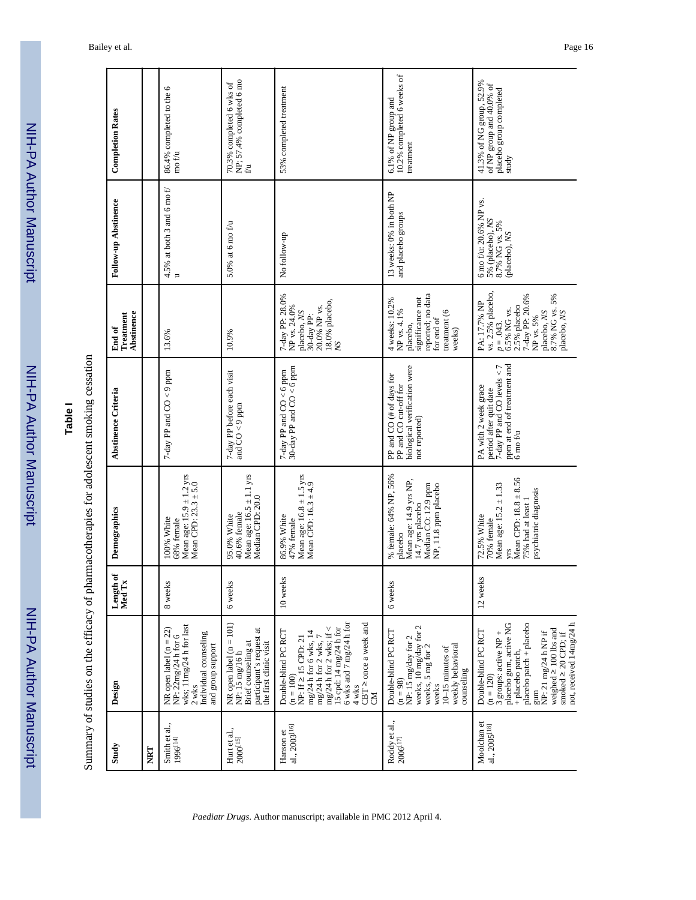**Table I**

Summary of studies on the efficacy of pharmacotherapies for adolescent smoking cessation

| Study | Design | Length of Med Tx | Demographics | Abstinence Criteria | End of Treatment Abstinence | Follow-up Abstinence | Completion Rates |
|---|---|---|---|---|---|---|---|
| **NRT** | | | | | | | |
| Smith et al., 1996[14] | NR open label (n = 22) NP: 22mg/24 h for 6 wks; 11mg/24 h for last 2 wks Individual counseling and group support | 8 weeks | 100% White 68% female Mean age: 15.9 ± 1.2 yrs Mean CPD: 23.3 ± 5.0 | 7-day PP and CO < 9 ppm | 13.6% | 4.5% at both 3 and 6 mo f/u | 86.4% completed to the 6 mo f/u |
| Hurt et al., 2000[15] | NR open label (n = 101) NP: 15 mg/16 h Brief counseling at participant's request at the first clinic visit | 6 weeks | 95.0% White 40.6% female Mean age: 16.5 ± 1.1 yrs Median CPD: 20.0 | 7-day PP before each visit and CO < 9 ppm | 10.9% | 5.0% at 6 mo f/u | 70.3% completed 6 wks of NP; 57.4% completed 6 mo f/u |
| Hanson et al., 2003[16] | Double-blind PC RCT (n = 100) NP: If ≥ 15 CPD: 21 mg/24 h for 6 wks, 14 mg/24 h for 2 wks, 7 mg/24 h for 2 wks; if < 15 cpd: 14 mg/24 h for 6 wks and 7 mg/24 h for 4 wks CBT ≥ once a week and CM | 10 weeks | 86.9% White 47% female Mean age: 16.8 ± 1.5 yrs Mean CPD: 16.3 ± 4.9 | 7-day PP and CO < 6 ppm 30-day PP and CO < 6 ppm | 7-day PP: 28.0% NP vs. 24.0% placebo, *NS* 30-day PP: 20.0% NP vs. 18.0% placebo, *NS* | No follow-up | 53% completed treatment |
| Roddy et al., 2006[17] | Double-blind PC RCT (n = 98) NP: 15 mg/day for 2 weeks, 10 mg/day for 2 weeks, 5 mg for 2 weeks 10–15 minutes of weekly behavioral counseling | 6 weeks | % female: 64% NP, 56% placebo Mean age: 14.9 yrs NP, 14.7 yrs placebo Median CO: 12.9 ppm NP, 11.8 ppm placebo | PP and CO (# of days for PP and CO cut-off for biological verification were not reported) | 4 weeks: 10.2% NP vs. 4.1% placebo, significance not reported; no data for end of treatment (6 weeks) | 13 weeks: 0% in both NP and placebo groups | 6.1% of NP group and 10.2% completed 6 weeks of treatment |
| Moolchan et al., 2005[18] | Double-blind PC RCT (n = 120) 3 groups: active NP + placebo gum, active NG + placebo patch, placebo patch + placebo gum NP: 21 mg/24 h NP if weighed ≥ 100 lbs and smoked ≥ 20 CPD; if not, received 14mg/24 h | 12 weeks | 72.5% White 70% female Mean age: 15.2 ± 1.33 yrs Mean CPD: 18.8 ± 8.56 75% had at least 1 psychiatric diagnosis | PA with 2 week grace period after quit date 7-day PP and CO levels < 7 ppm at end of treatment and 6 mo f/u | PA: 17.7% NP vs. 2.5% placebo, $p = .043$. 6.5% NG vs. 2.5% placebo 7-day PP: 20.6% NP vs. 5% placebo, *NS* 8.7% NG vs. 5% placebo, *NS* | 6 mo f/u: 20.6% NP vs. 5% (placebo), *NS* 8.7% NG vs. 5% (placebo), *NS* | 41.3% of NG group, 52.9% of NP group and 40.0% of placebo group completed study |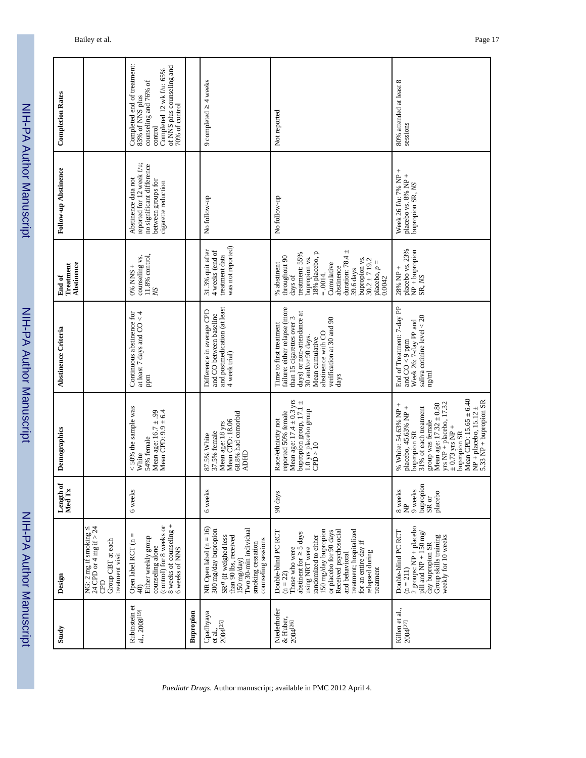| Study | Design | Length of Med Tx | Demographics | Abstinence Criteria | End of Treatment Abstinence | Follow-up Abstinence | Completion Rates |
|---|---|---|---|---|---|---|---|
| | NG: 2 mg if smoking ≤ 24 CPD or 4 mg if > 24 CPD<br>Group CBT at each treatment visit | | | | | | |
| Rubinstein et al., 2008[19] | Open label RCT (n = 40)<br>Either weekly group counseling alone (control) for 8 weeks or 8 weeks of counseling + 6 weeks of NNS | 6 weeks | < 50% the sample was White<br>54% female<br>Mean age: 16.7 ± .99<br>Mean CPD: 9.9 ± 6.4 | Continuous abstinence for at least 7 days and CO < 4 ppm | 0% NNS + counseling vs. 11.8% control, *NS* | Abstinence data not reported for 12 week f/u; no significant difference between groups for cigarette reduction | Completed end of treatment: 83% of NNS plus counseling and 76% of control<br>Completed 12 wk f/u: 65% of NNS plus counseling and 70% of control |
| **Bupropion** | | | | | | | |
| Upadhyaya et al., 2004[25] | NR Open label (n = 16)<br>300 mg/day bupropion SR[a] (if weighed less than 90 lbs, received 150 mg/day)<br>Two 30-min individual smoking cessation counseling sessions | 6 weeks | 87.5% White<br>37.5% female<br>Mean age: 18 yrs<br>Mean CPD: 18.06<br>68.8% had comorbid ADHD | Difference in average CPD and CO between baseline and postmedication (at least 4 week trial) | 31.3% quit after 4 weeks (end of treatment data was not reported) | No follow-up | 9 completed ≥ 4 weeks |
| Niederhofer & Huber, 2004[26] | Double-blind PC RCT (n = 22)<br>Those who were abstinent for ≥ 5 days using NRT were randomized to either 150 mg/day bupropion or placebo for 90 days<br>Received psychosocial and behavioral treatment; hospitalized for an entire day if relapsed during treatment | 90 days | Race/ethnicity not reported 50% female<br>Mean age: 17.4 ± 0.3 yrs bupropion group, 17.1 ± 1.0 yrs placebo group<br>CPD > 10 | Time to first treatment failure: either relapse (more than 15 cigarettes over 3 days) or non-attendance at 30 and/or 90 days.<br>Mean cumulative abstinence with CO verification at 30 and 90 days | % abstinent throughout 90 days of treatment: 55% bupropion vs. 18% placebo, $p = .0014$.<br>Cumulative abstinence duration: 78.4 ± 39.6 days bupropion vs. 30.2 ± 7 19.2 placebo, $p = 0.0042$ | No follow-up | Not reported |
| Killen et al., 2004[27] | Double-blind PC RCT (n = 211)<br>2 groups: NP + placebo pill and NP + 150 mg/day bupropion SR<br>Group skills training weekly for 10 weeks | 8 weeks NP<br>9 weeks bupropion SR or placebo | % White: 54.63% NP + placebo, 45.63% NP + bupropion SR<br>31% of each treatment group was female<br>Mean age: 17.32 ± 0.80 yrs NP + placebo, 17.32 ± 0.73 yrs NP + bupropion SR<br>Mean CPD: 15.65 ± 6.40 NP + placebo, 15.12 ± 5.33 NP + bupropion SR | End of Treatment: 7-day PP and CO < 9 ppm<br>Week 26: 7-day PP and saliva cotinine level < 20 ng/ml | 28% NP + placebo vs. 23% NP + bupropion SR, *NS* | Week 26 f/u: 7% NP + placebo vs. 8% NP + bupropion SR, *NS* | 80% attended at least 8 sessions |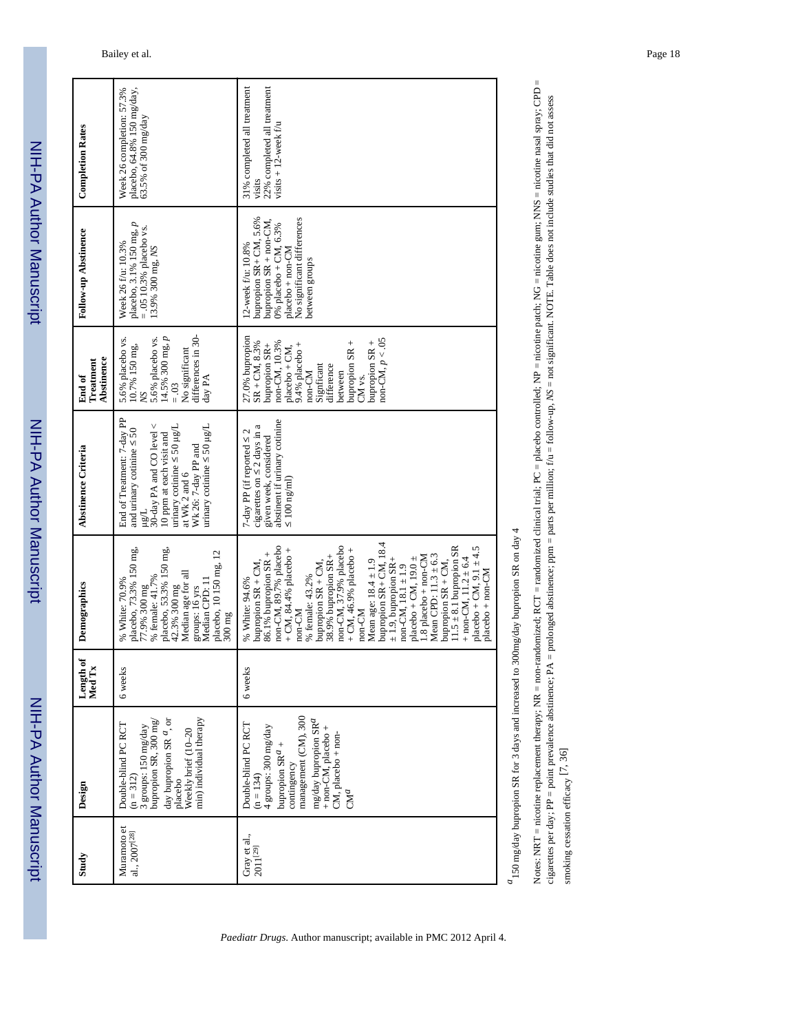| Study | Design | Length of Med Tx | Demographics | Abstinence Criteria | End of Treatment Abstinence | Follow-up Abstinence | Completion Rates |
|---|---|---|---|---|---|---|---|
| Muramoto et al., 2007[28] | Double-blind PC RCT (n = 312) 3 groups: 150 mg/day bupropion SR, 300 mg/day bupropion SR [a], or placebo Weekly brief (10–20 min) individual therapy | 6 weeks | % White: 70.9% placebo, 73.3% 150 mg, 77.9% 300 mg % female: 41.7% placebo, 53.3% 150 mg, 42.3% 300 mg Median age for all groups: 16 yrs Median CPD: 11 placebo, 10 150 mg, 12 300 mg | End of Treatment: 7-day PP and urinary cotinine ≤ 50 μg/L 30-day PA and CO level < 10 ppm at each visit and urinary cotinine ≤ 50 μg/L at Wk 2 and 6 Wk 26: 7-day PP and urinary cotinine ≤ 50 μg/L | 5.6% placebo vs. 10.7% 150 mg, *NS* 5.6% placebo vs. 14.5% 300 mg, $p = .03$ No significant differences in 30-day PA | Week 26 f/u: 10.3% placebo, 3.1% 150 mg, $p = .05$ 10.3% placebo vs. 13.9% 300 mg, *NS* | Week 26 completion: 57.3% placebo, 64.8% 150 mg/day, 63.5% of 300 mg/day |
| Gray et al., 2011[29] | Double-blind PC RCT (n = 134) 4 groups: 300 mg/day bupropion SR[a] + contingency management (CM), 300 mg/day bupropion SR[a] + non-CM, placebo + CM, placebo + non-CM[a] | 6 weeks | % White: 94.6% bupropion SR + CM, 86.1% bupropion SR + non-CM, 89.7% placebo + CM, 84.4% placebo + non-CM % female: 43.2% bupropion SR + CM, 38.9% bupropion SR+ non-CM, 37.9% placebo + CM, 46.9% placebo + non-CM Mean age: 18.4 ± 1.9 bupropion SR+ CM, 18.4 ± 1.9, bupropion SR+ non-CM, 18.1 ± 1.9 placebo + CM, 19.0 ± 1.8 placebo + non-CM Mean CPD: 11.3 ± 6.3 bupropion SR + CM, 11.5 ± 8.1 bupropion SR + non-CM, 11.2 ± 6.4 placebo + CM, 9.1 ± 4.5 placebo + non-CM | 7-day PP (if reported ≤ 2 cigarettes on ≤ 2 days in a given week, considered abstinent if urinary cotinine ≤ 100 ng/ml) | 27.0% bupropion SR + CM, 8.3% bupropion SR+ non-CM, 10.3% placebo + CM, 9.4% placebo + non-CM Significant difference between bupropion SR + CM vs. bupropion SR + non-CM, $p < .05$ | 12-week f/u: 10.8% bupropion SR+ CM, 5.6% bupropion SR + non-CM, 0% placebo + CM, 6.3% placebo + non-CM No significant differences between groups | 31% completed all treatment visits 22% completed all treatment visits + 12-week f/u |

[a] 150 mg/day bupropion SR for 3 days and increased to 300mg/day bupropion SR on day 4

Notes: NRT = nicotine replacement therapy; NR = non-randomized; RCT = randomized clinical trial; PC = placebo controlled; NP = nicotine patch; NG = nicotine gum; NNS = nicotine nasal spray; CPD = cigarettes per day; PP = point prevalence abstinence; PA = prolonged abstinence; ppm = parts per million; f/u = follow-up, *NS* = not significant. NOTE. Table does not include studies that did not assess smoking cessation efficacy [7, 36]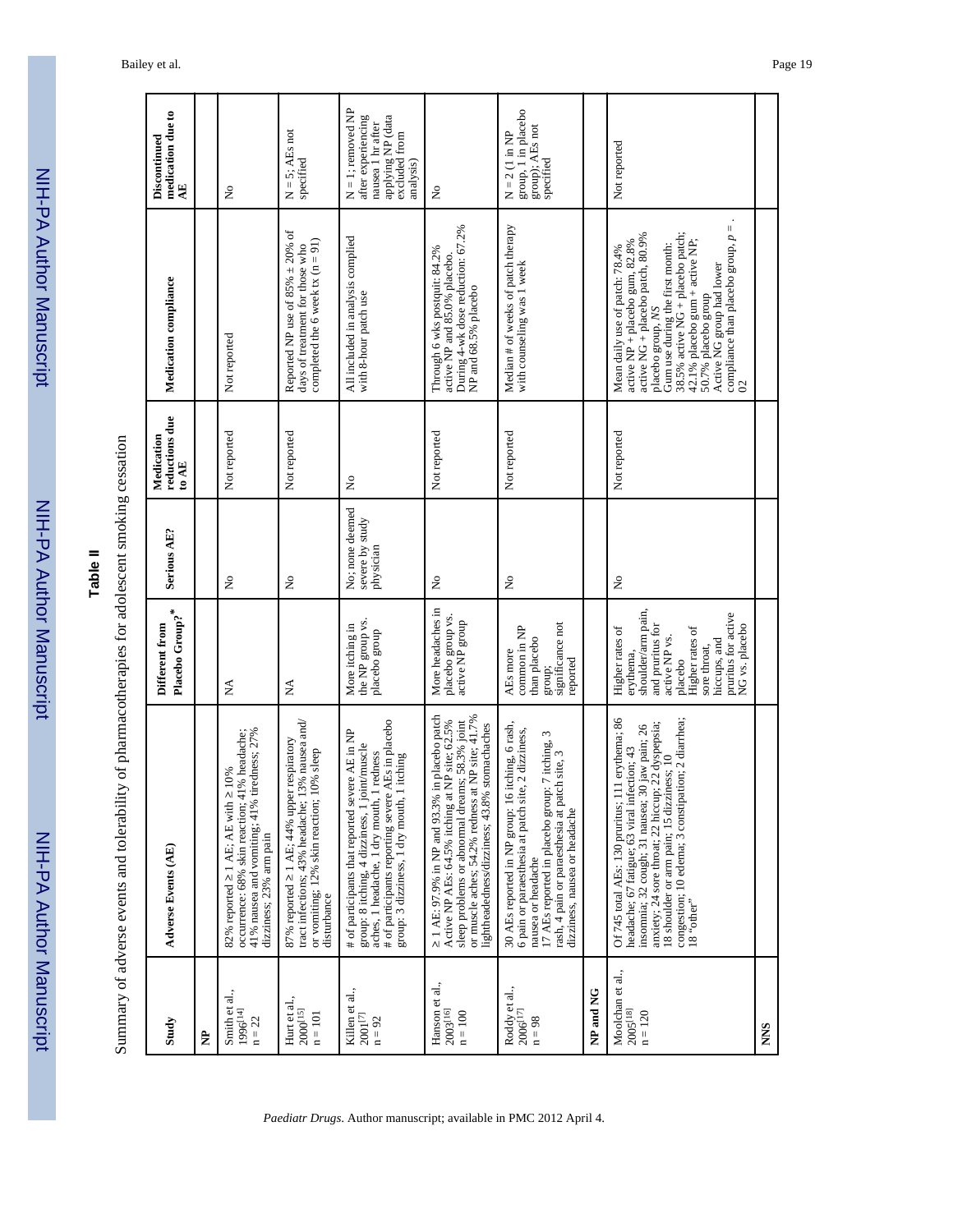**Table II**

Summary of adverse events and tolerability of pharmacotherapies for adolescent smoking cessation

| Study | Adverse Events (AE) | Different from Placebo Group?* | Serious AE? | Medication reductions due to AE | Medication compliance | Discontinued medication due to AE |
|---|---|---|---|---|---|---|
| **NP** | | | | | | |
| Smith et al., 1996[14] n = 22 | 82% reported ≥ 1 AE; AE with ≥ 10% occurrence: 68% skin reaction; 41% headache; 41% nausea and vomiting; 41% tiredness; 27% dizziness; 23% arm pain | NA | No | Not reported | Not reported | No |
| Hurt et al., 2000[15] n = 101 | 87% reported ≥ 1 AE; 44% upper respiratory tract infections; 43% headache; 13% nausea and/or vomiting; 12% skin reaction; 10% sleep disturbance | NA | No | Not reported | Reported NP use of 85% ± 20% of days of treatment for those who completed the 6 week tx (n = 91) | N = 5; AEs not specified |
| Killen et al., 2001[7] n = 92 | # of participants that reported severe AE in NP group: 8 itching, 4 dizziness, 1 joint/muscle aches, 1 headache, 1 dry mouth, 1 redness # of participants reporting severe AEs in placebo group: 3 dizziness, 1 dry mouth, 1 itching | More itching in the NP group vs. placebo group | No; none deemed severe by study physician | No | All included in analysis complied with 8-hour patch use | N = 1; removed NP after experiencing nausea 1 hr after applying NP (data excluded from analysis) |
| Hanson et al., 2003[16] n = 100 | ≥ 1 AE: 97.9% in NP and 93.3% in placebo patch Active NP AEs: 64.5% itching at NP site; 62.5% sleep problems or abnormal dreams; 58.3% joint or muscle aches; 54.2% redness at NP site; 41.7% lightheadedness/dizziness; 43.8% stomachaches | More headaches in placebo group vs. active NP group | No | Not reported | Through 6 wks postquit: 84.2% active NP and 85.0% placebo. During 4-wk dose reduction: 67.2% NP and 68.5% placebo | No |
| Roddy et al., 2006[17] n = 98 | 30 AEs reported in NP group: 16 itching, 6 rash, 6 pain or paraesthesia at patch site, 2 dizziness, nausea or headache 17 AEs reported in placebo group: 7 itching, 3 rash, 4 pain or paraesthesia at patch site, 3 dizziness, nausea or headache | AEs more common in NP than placebo group; significance not reported | No | Not reported | Median # of weeks of patch therapy with counseling was 1 week | N = 2 (1 in NP group, 1 in placebo group); AEs not specified |
| **NP and NG** | | | | | | |
| Moolchan et al., 2005[18] n = 120 | Of 745 total AEs: 130 pruritus; 111 erythema; 86 headache; 67 fatigue; 63 viral infection; 43 insomnia; 32 cough; 31 nausea; 30 jaw pain; 26 anxiety; 24 sore throat; 22 hiccup; 22 dyspepsia; 18 shoulder or arm pain; 15 dizziness; 10 congestion; 10 edema; 3 constipation; 2 diarrhea; 18 "other" | Higher rates of erythema, shoulder/arm pain, and pruritus for active NP vs. placebo Higher rates of sore throat, hiccups, and pruritus for active NG vs. placebo | No | Not reported | Mean daily use of patch: 78.4% active NP + placebo gum, 82.8% active NG + placebo patch, 80.9% placebo group, *NS* Gum use during the first month: 38.5% active NG + placebo patch; 42.1% placebo gum + active NP; 50.7% placebo group Active NG group had lower compliance than placebo group, *p* = .02 | Not reported |
| **NNS** | | | | | | |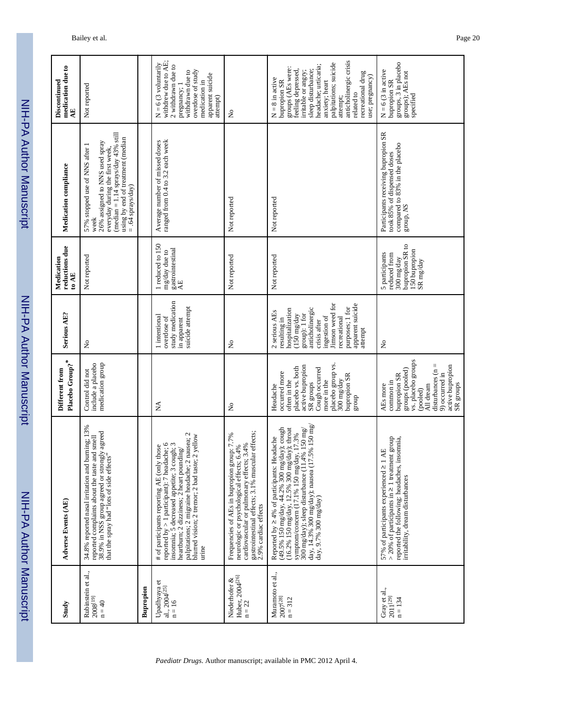| Study | Adverse Events (AE) | Different from Placebo Group?* | Serious AE? | Medication reductions due to AE | Medication compliance | Discontinued medication due to AE |
|---|---|---|---|---|---|---|
| Rubinstein et al., 2008[19] n = 40 | 34.8% reported nasal irritation and burning; 13% reported complaints about the taste and smell 38.9% in NSS group agreed or strongly agreed that the spray had "lots of side effects" | Control did not include a placebo medication group | No | Not reported | 57% stopped use of NNS after 1 week 26% assigned to NNS used spray everyday during the first week, (median = 1.14 sprays/day 43% still using by end of treatment (median = .64 sprays/day) | Not reported |
| **Bupropion** | | | | | | |
| Upadhyaya et al., 2004[25] n = 16 | # of participants reporting AE (only those reported by > 1 participant): 7 headache; 6 insomnia; 5 decreased appetite; 3 cough; 3 heartburn; 2 dizziness; 2 heart pounding/ palpitations; 2 migraine headache; 2 nausea; 2 blurred vision; 2 tremor; 2 bad taste; 2 yellow urine | NA | 1 intentional overdose of study medication in apparent suicide attempt | 1 reduced to 150 mg/day due to gastrointestinal AE | Average number of missed doses ranged from 0.4 to 3.2 each week | N = 6 (3 voluntarily withdrew due to AE; 2 withdrawn due to pregnancy; 1 withdrawn due to overdose of study medication in apparent suicide attempt) |
| Niederhofer & Huber, 2004[26] n = 22 | Frequencies of AEs in bupropion group: 7.7% neurologic or psychological effects; 6.4% cardiovascular or pulmonary effects; 3.4% gastrointestinal effects; 3.1% muscular effects; 2.9% cardiac effects | No | No | Not reported | Not reported | No |
| Muramoto et al., 2007[28] n = 312 | Reported by ≥ 4% of participants: Headache (49.5% 150 mg/day, 44.2% 300 mg/day); cough (16.2% 150 mg/day, 12.5% 300 mg/day); throat symptom/concern (17.1% 150 mg/day, 17.3% 300 mg/day); sleep disturbance (11.4% 150 mg/ day, 14.3% 300 mg/day); nausea (17.5% 150 mg/ day, 9.7% 300 mg/day) | Headache occurred more often in the placebo vs. both active bupropion SR groups Cough occurred more in the placebo group vs. 300 mg/day bupropion SR group | 2 serious AEs resulting in hospitalization (150 mg/day group): 1 for anticholinergic crisis after ingestion of Jimson weed for recreational purposes; 1 for apparent suicide attempt | Not reported | Not reported | N = 8 in active bupropion SR groups (AEs were: feeling depressed, irritable or angry; sleep disturbance; headache; urticaria; anxiety; heart palpitations; suicide attempt; anticholinergic crisis related to recreational drug use; pregnancy) |
| Gray et al., 2011[29] n = 134 | 57% of participants experienced ≥ 1 AE > 20% of participants in ≥ 1 treatment group reported the following: headaches, insomnia, irritability, dream disturbances | AEs more common in bupropion SR groups (pooled) vs. placebo groups (pooled) All dream disturbances (n = 9) occurred in active bupropion SR groups | No | 5 participants reduced from 300 mg/day bupropion SR to 150 bupropion SR mg/day | Participants receiving bupropion SR took 85% of dispensed doses compared to 83% in the placebo group, *NS* | N = 6 (3 in active bupropion SR groups, 3 in placebo groups); AEs not specified |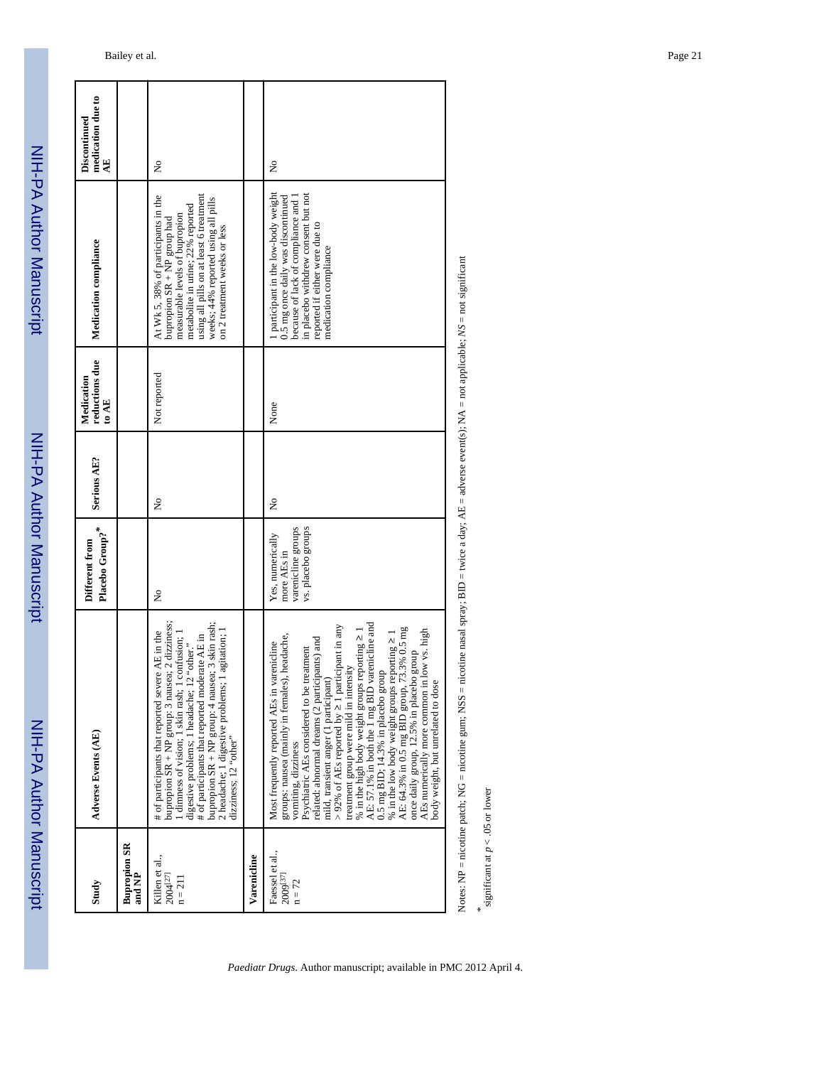| Study | Adverse Events (AE) | Different from Placebo Group?* | Serious AE? | Medication reductions due to AE | Medication compliance | Discontinued medication due to AE |
|---|---|---|---|---|---|---|
| **Bupropion SR and NP** | | | | | | |
| Killen et al., 2004[27] n = 211 | # of participants that reported severe AE in the bupropion SR + NP group: 3 nausea; 2 dizziness; 1 dimness of vision; 1 skin rash; 1 confusion; 1 digestive problems; 1 headache; 12 "other" # of participants that reported moderate AE in bupropion SR + NP group: 4 nausea; 3 skin rash; 2 headache; 1 digestive problems; 1 agitation; 1 dizziness; 12 "other" | No | No | Not reported | At Wk 5, 38% of participants in the bupropion SR + NP group had measurable levels of bupropion metabolite in urine; 22% reported using all pills on at least 6 treatment weeks; 44% reported using all pills on 2 treatment weeks or less | No |
| **Varenicline** | | | | | | |
| Faessel et al., 2009[37] n = 72 | Most frequently reported AEs in varenicline groups: nausea (mainly in females), headache, vomiting, dizziness Psychiatric AEs considered to be treatment related: abnormal dreams (2 participants) and mild, transient anger (1 participant) > 92% of AEs reported by ≥ 1 participant in any treatment group were mild in intensity % in the high body weight groups reporting ≥ 1 AE: 57.1% in both the 1 mg BID varenicline and 0.5 mg BID; 14.3% in placebo group % in the low body weight groups reporting ≥ 1 AE: 64.3% in 0.5 mg BID group, 73.3% 0.5 mg once daily group, 12.5% in placebo group AEs numerically more common in low vs. high body weight, but unrelated to dose | Yes, numerically more AEs in varenicline groups vs. placebo groups | No | None | 1 participant in the low-body weight 0.5 mg once daily was discontinued because of lack of compliance and 1 in placebo withdrew consent but not reported if either were due to medication compliance | No |

Notes: NP = nicotine patch; NG = nicotine gum; NSS = nicotine nasal spray; BID = twice a day; AE = adverse event(s); NA = not applicable; *NS* = not significant

\* significant at $p < .05$ or lower